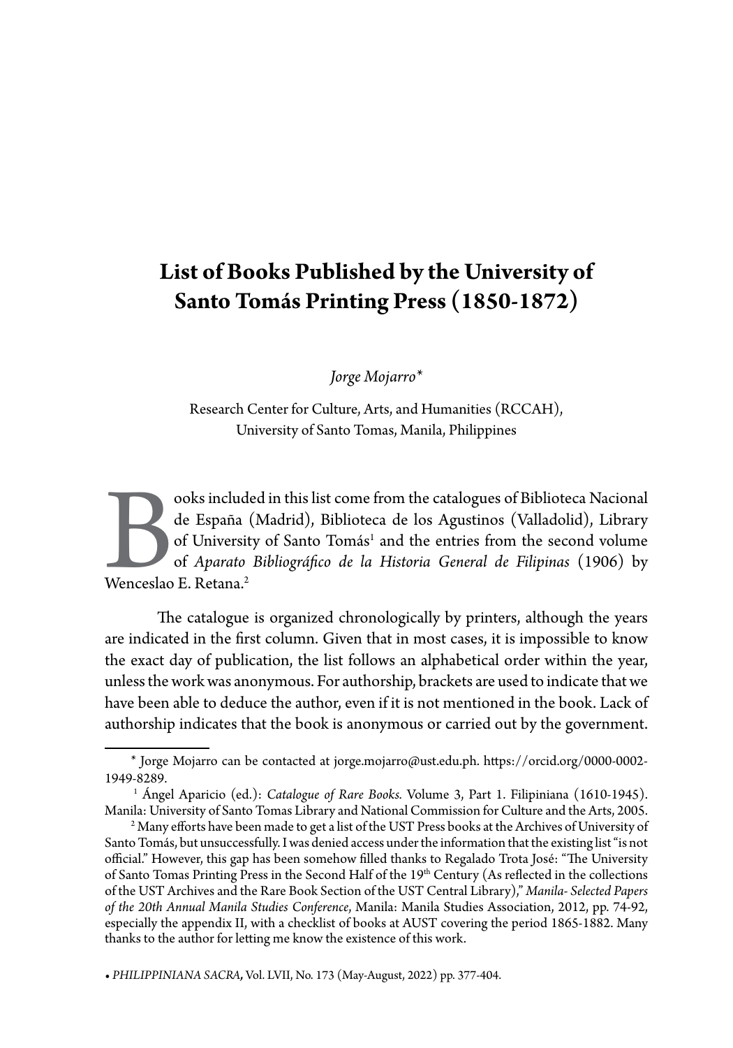# List of Books Published by the University of Santo Tomás Printing Press (1850-1872)

*Jorge Mojarro\**

Research Center for Culture, Arts, and Humanities (RCCAH), University of Santo Tomas, Manila, Philippines

Books included in this list come from the catalogues of Biblioteca Nacional de España (Madrid), Biblioteca de los Agustinos (Valladolid), Library of University of Santo Tomás[1] and the entries from the second volume of *Aparato Bibliográfico de la Historia General de Filipinas* (1906) by Wenceslao E. Retana.[2]

The catalogue is organized chronologically by printers, although the years are indicated in the first column. Given that in most cases, it is impossible to know the exact day of publication, the list follows an alphabetical order within the year, unless the work was anonymous. For authorship, brackets are used to indicate that we have been able to deduce the author, even if it is not mentioned in the book. Lack of authorship indicates that the book is anonymous or carried out by the government.

---

\* Jorge Mojarro can be contacted at jorge.mojarro@ust.edu.ph. https://orcid.org/0000-0002-1949-8289.

[1] Ángel Aparicio (ed.): *Catalogue of Rare Books*. Volume 3, Part 1. Filipiniana (1610-1945). Manila: University of Santo Tomas Library and National Commission for Culture and the Arts, 2005.

[2] Many efforts have been made to get a list of the UST Press books at the Archives of University of Santo Tomás, but unsuccessfully. I was denied access under the information that the existing list "is not official." However, this gap has been somehow filled thanks to Regalado Trota José: "The University of Santo Tomas Printing Press in the Second Half of the 19th Century (As reflected in the collections of the UST Archives and the Rare Book Section of the UST Central Library)," *Manila- Selected Papers of the 20th Annual Manila Studies Conference*, Manila: Manila Studies Association, 2012, pp. 74-92, especially the appendix II, with a checklist of books at AUST covering the period 1865-1882. Many thanks to the author for letting me know the existence of this work.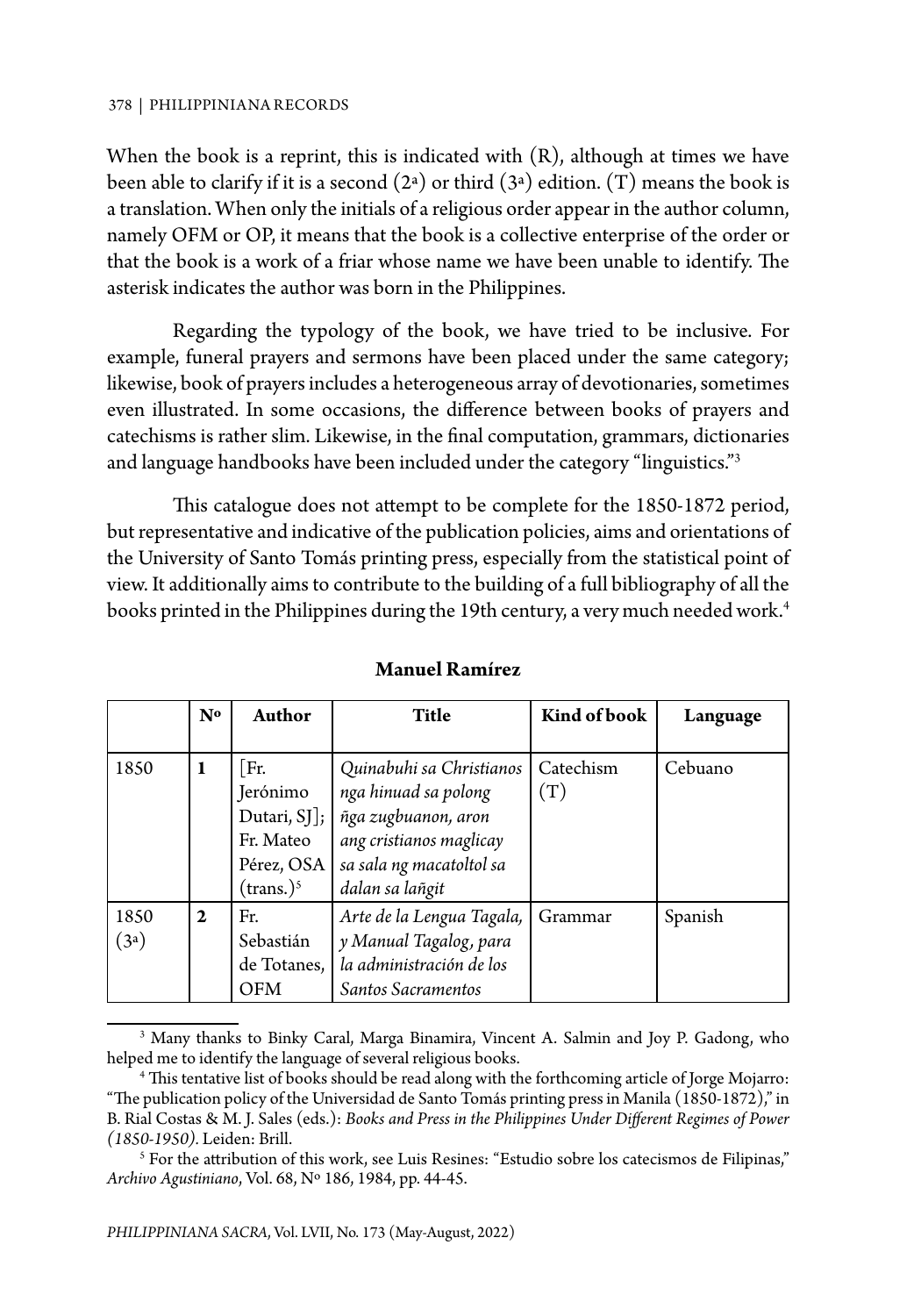When the book is a reprint, this is indicated with (R), although at times we have been able to clarify if it is a second (2ª) or third (3ª) edition. (T) means the book is a translation. When only the initials of a religious order appear in the author column, namely OFM or OP, it means that the book is a collective enterprise of the order or that the book is a work of a friar whose name we have been unable to identify. The asterisk indicates the author was born in the Philippines.

Regarding the typology of the book, we have tried to be inclusive. For example, funeral prayers and sermons have been placed under the same category; likewise, book of prayers includes a heterogeneous array of devotionaries, sometimes even illustrated. In some occasions, the difference between books of prayers and catechisms is rather slim. Likewise, in the final computation, grammars, dictionaries and language handbooks have been included under the category "linguistics."[3]

This catalogue does not attempt to be complete for the 1850-1872 period, but representative and indicative of the publication policies, aims and orientations of the University of Santo Tomás printing press, especially from the statistical point of view. It additionally aims to contribute to the building of a full bibliography of all the books printed in the Philippines during the 19th century, a very much needed work.[4]

**Manuel Ramírez**

| | Nº | Author | Title | Kind of book | Language |
|---|---|---|---|---|---|
| 1850 | **1** | [Fr. Jerónimo Dutari, SJ]; Fr. Mateo Pérez, OSA (trans.)[5] | *Quinabuhi sa Christianos nga hinuad sa polong ñga zugbuanon, aron ang cristianos maglicay sa sala ng macatoltol sa dalan sa lañgit* | Catechism (T) | Cebuano |
| 1850 (3ª) | **2** | Fr. Sebastián de Totanes, OFM | *Arte de la Lengua Tagala, y Manual Tagalog, para la administración de los Santos Sacramentos* | Grammar | Spanish |

[3] Many thanks to Binky Caral, Marga Binamira, Vincent A. Salmin and Joy P. Gadong, who helped me to identify the language of several religious books.

[4] This tentative list of books should be read along with the forthcoming article of Jorge Mojarro: "The publication policy of the Universidad de Santo Tomás printing press in Manila (1850-1872)," in B. Rial Costas & M. J. Sales (eds.): *Books and Press in the Philippines Under Different Regimes of Power (1850-1950)*. Leiden: Brill.

[5] For the attribution of this work, see Luis Resines: "Estudio sobre los catecismos de Filipinas," *Archivo Agustiniano*, Vol. 68, Nº 186, 1984, pp. 44-45.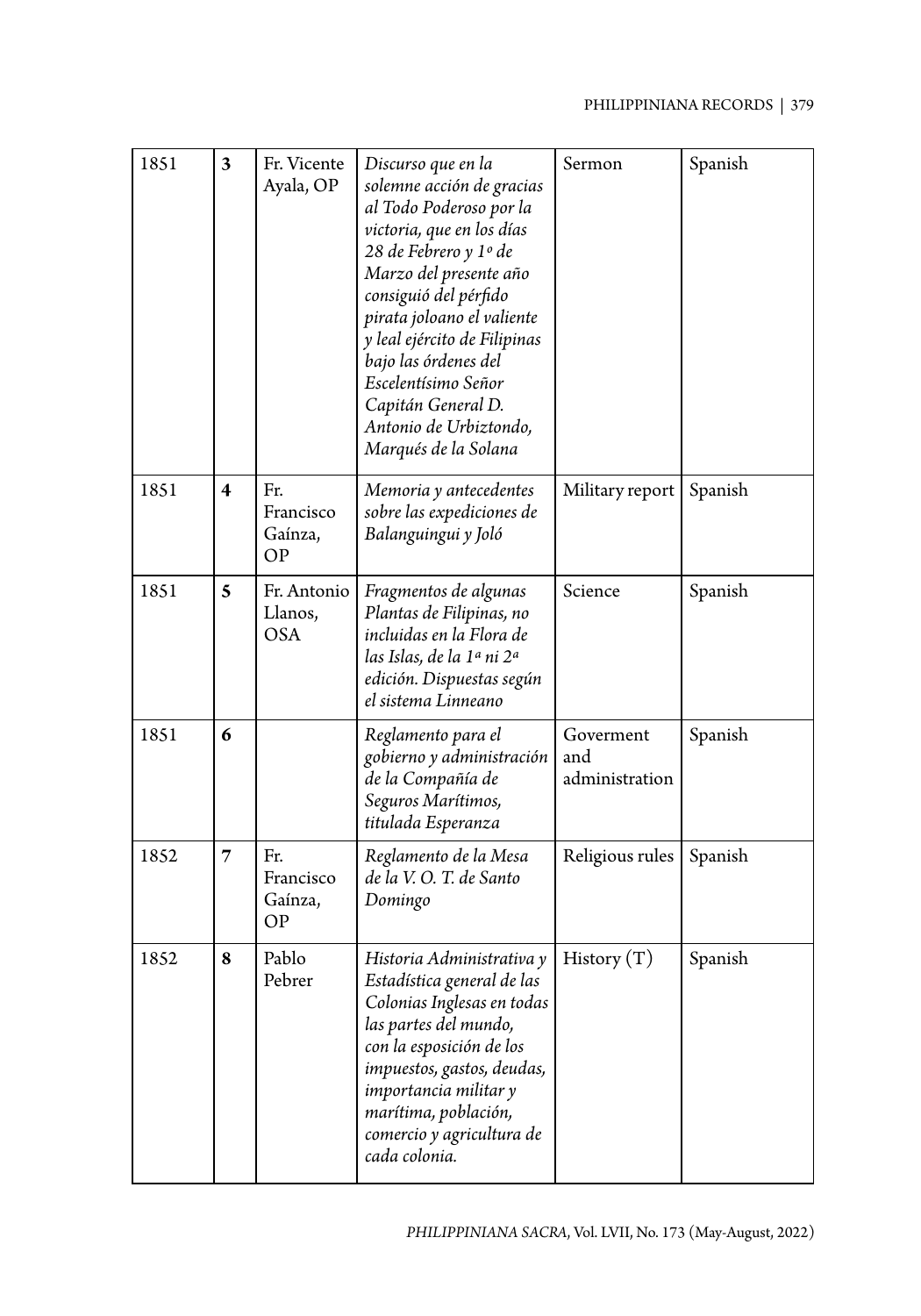| 1851 | **3** | Fr. Vicente Ayala, OP | *Discurso que en la solemne acción de gracias al Todo Poderoso por la victoria, que en los días 28 de Febrero y 1º de Marzo del presente año consiguió del pérfido pirata joloano el valiente y leal ejército de Filipinas bajo las órdenes del Escelentísimo Señor Capitán General D. Antonio de Urbiztondo, Marqués de la Solana* | Sermon | Spanish |
|---|---|---|---|---|---|
| 1851 | **4** | Fr. Francisco Gaínza, OP | *Memoria y antecedentes sobre las expediciones de Balanguingui y Joló* | Military report | Spanish |
| 1851 | **5** | Fr. Antonio Llanos, OSA | *Fragmentos de algunas Plantas de Filipinas, no incluidas en la Flora de las Islas, de la 1ª ni 2ª edición. Dispuestas según el sistema Linneano* | Science | Spanish |
| 1851 | **6** | | *Reglamento para el gobierno y administración de la Compañía de Seguros Marítimos, titulada Esperanza* | Goverment and administration | Spanish |
| 1852 | **7** | Fr. Francisco Gaínza, OP | *Reglamento de la Mesa de la V. O. T. de Santo Domingo* | Religious rules | Spanish |
| 1852 | **8** | Pablo Pebrer | *Historia Administrativa y Estadística general de las Colonias Inglesas en todas las partes del mundo, con la esposición de los impuestos, gastos, deudas, importancia militar y marítima, población, comercio y agricultura de cada colonia.* | History (T) | Spanish |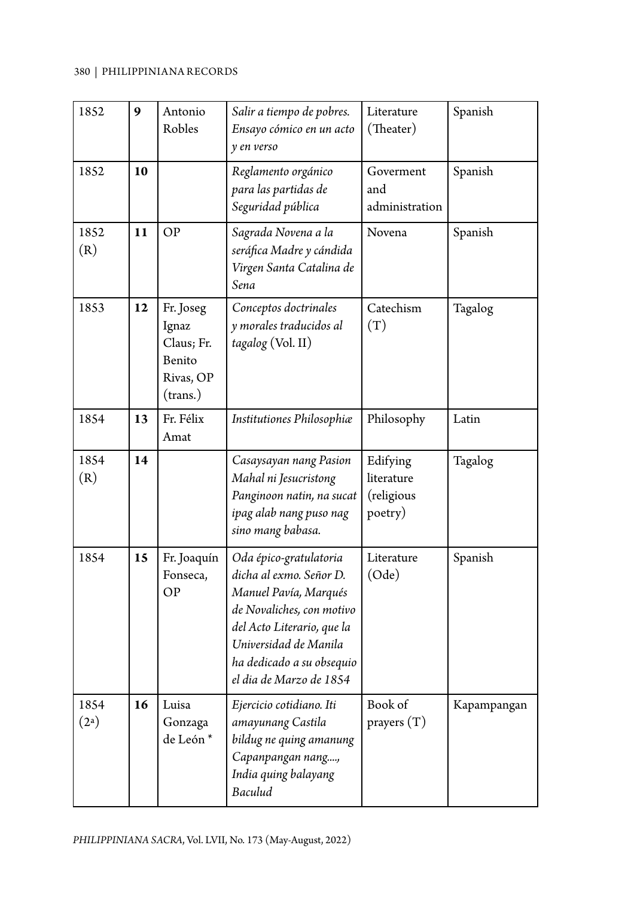| 1852 | **9** | Antonio Robles | *Salir a tiempo de pobres. Ensayo cómico en un acto y en verso* | Literature (Theater) | Spanish |
|---|---|---|---|---|---|
| 1852 | **10** | | *Reglamento orgánico para las partidas de Seguridad pública* | Goverment and administration | Spanish |
| 1852 (R) | **11** | OP | *Sagrada Novena a la seráfica Madre y cándida Virgen Santa Catalina de Sena* | Novena | Spanish |
| 1853 | **12** | Fr. Joseg Ignaz Claus; Fr. Benito Rivas, OP (trans.) | *Conceptos doctrinales y morales traducidos al tagalog* (Vol. II) | Catechism (T) | Tagalog |
| 1854 | **13** | Fr. Félix Amat | *Institutiones Philosophiæ* | Philosophy | Latin |
| 1854 (R) | **14** | | *Casaysayan nang Pasion Mahal ni Jesucristong Panginoon natin, na sucat ipag alab nang puso nag sino mang babasa.* | Edifying literature (religious poetry) | Tagalog |
| 1854 | **15** | Fr. Joaquín Fonseca, OP | *Oda épico-gratulatoria dicha al exmo. Señor D. Manuel Pavía, Marqués de Novaliches, con motivo del Acto Literario, que la Universidad de Manila ha dedicado a su obsequio el dia de Marzo de 1854* | Literature (Ode) | Spanish |
| 1854 (2ª) | **16** | Luisa Gonzaga de León * | *Ejercicio cotidiano. Iti amayunang Castila bildug ne quing amanung Capanpangan nang...., India quing balayang Baculud* | Book of prayers (T) | Kapampangan |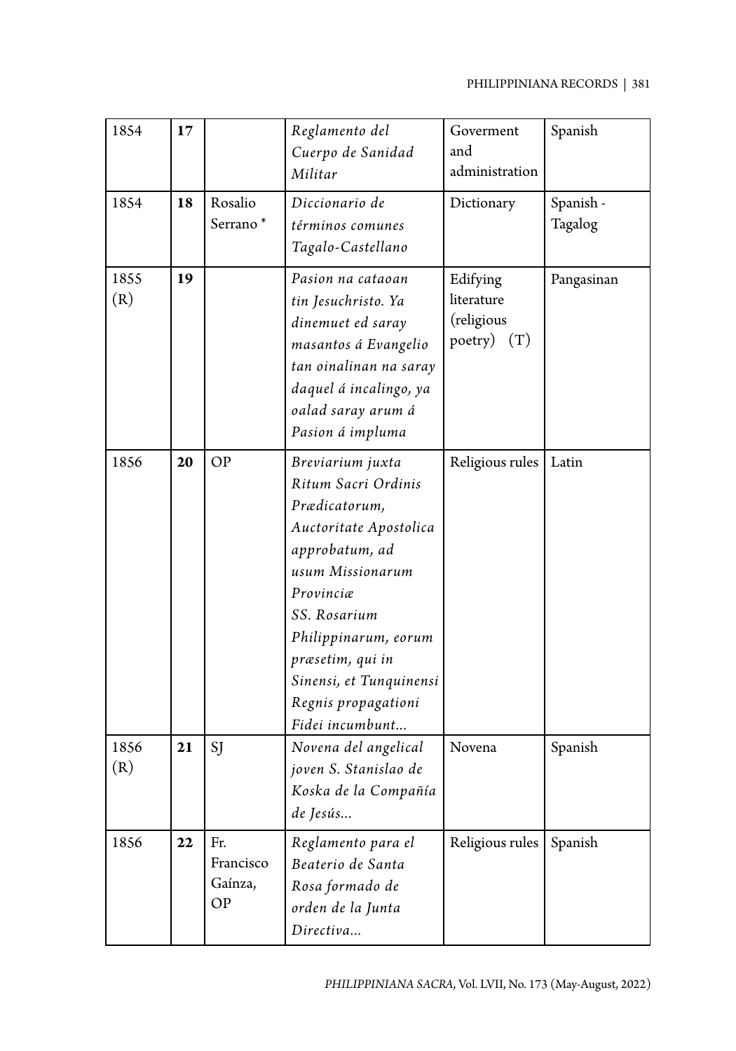| 1854 | **17** | | *Reglamento del Cuerpo de Sanidad Militar* | Goverment and administration | Spanish |
|---|---|---|---|---|---|
| 1854 | **18** | Rosalio Serrano * | *Diccionario de términos comunes Tagalo-Castellano* | Dictionary | Spanish - Tagalog |
| 1855 (R) | **19** | | *Pasion na cataoan tin Jesuchristo. Ya dinemuet ed saray masantos á Evangelio tan oinalinan na saray daquel á incalingo, ya oalad saray arum á Pasion á impluma* | Edifying literature (religious poetry) (T) | Pangasinan |
| 1856 | **20** | OP | *Breviarium juxta Ritum Sacri Ordinis Prædicatorum, Auctoritate Apostolica approbatum, ad usum Missionarum Provinciæ SS. Rosarium Philippinarum, eorum præsetim, qui in Sinensi, et Tunquinensi Regnis propagationi Fidei incumbunt...* | Religious rules | Latin |
| 1856 (R) | **21** | SJ | *Novena del angelical joven S. Stanislao de Koska de la Compañía de Jesús...* | Novena | Spanish |
| 1856 | **22** | Fr. Francisco Gaínza, OP | *Reglamento para el Beaterio de Santa Rosa formado de orden de la Junta Directiva...* | Religious rules | Spanish |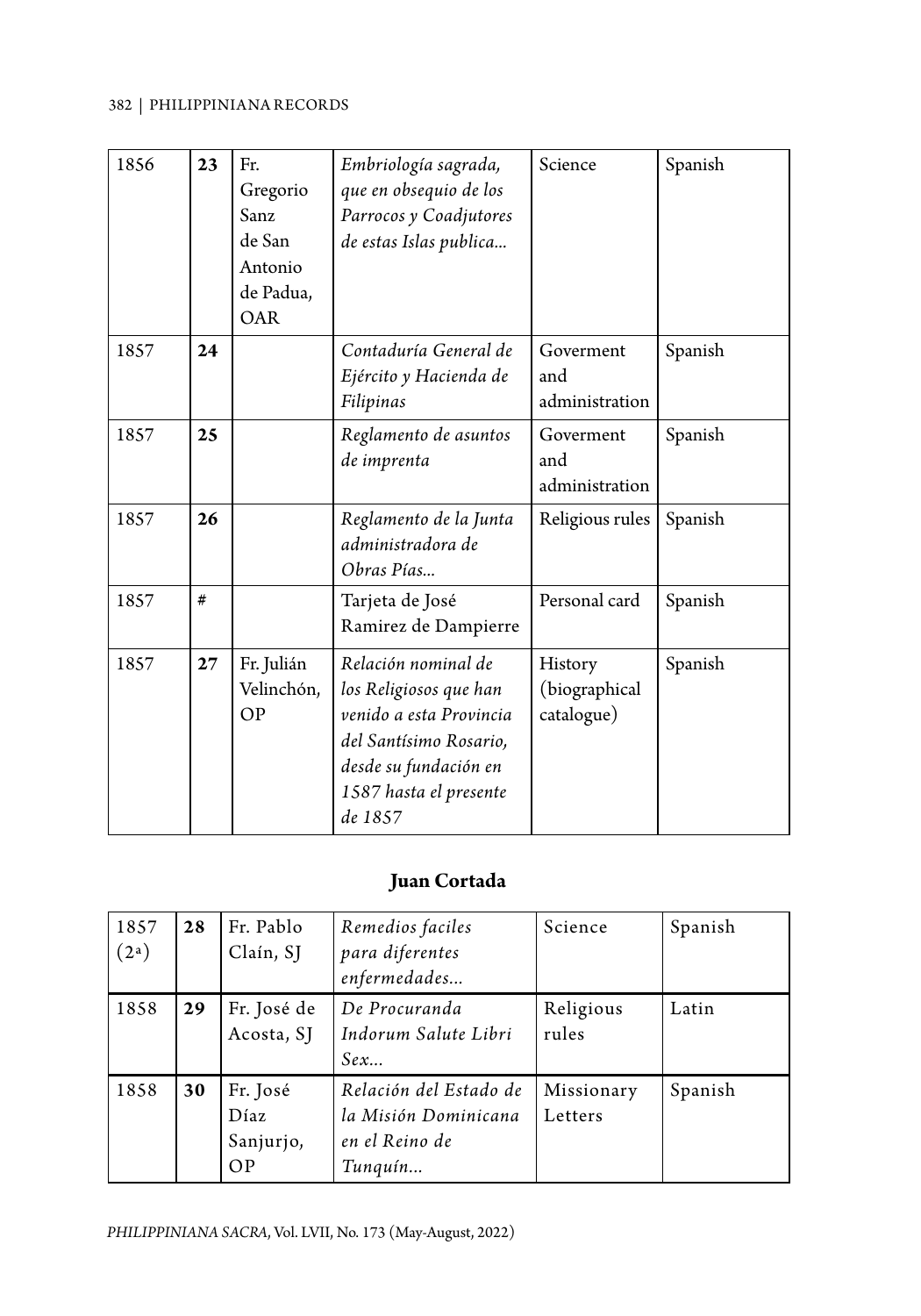| | | | | | |
|---|---|---|---|---|---|
| 1856 | **23** | Fr. Gregorio Sanz de San Antonio de Padua, OAR | *Embriología sagrada, que en obsequio de los Parrocos y Coadjutores de estas Islas publica...* | Science | Spanish |
| 1857 | **24** | | *Contaduría General de Ejército y Hacienda de Filipinas* | Goverment and administration | Spanish |
| 1857 | **25** | | *Reglamento de asuntos de imprenta* | Goverment and administration | Spanish |
| 1857 | **26** | | *Reglamento de la Junta administradora de Obras Pías...* | Religious rules | Spanish |
| 1857 | # | | Tarjeta de José Ramirez de Dampierre | Personal card | Spanish |
| 1857 | **27** | Fr. Julián Velinchón, OP | *Relación nominal de los Religiosos que han venido a esta Provincia del Santísimo Rosario, desde su fundación en 1587 hasta el presente de 1857* | History (biographical catalogue) | Spanish |

**Juan Cortada**

| | | | | | |
|---|---|---|---|---|---|
| 1857 (2ª) | **28** | Fr. Pablo Claín, SJ | *Remedios faciles para diferentes enfermedades...* | Science | Spanish |
| 1858 | **29** | Fr. José de Acosta, SJ | *De Procuranda Indorum Salute Libri Sex...* | Religious rules | Latin |
| 1858 | **30** | Fr. José Díaz Sanjurjo, OP | *Relación del Estado de la Misión Dominicana en el Reino de Tunquín...* | Missionary Letters | Spanish |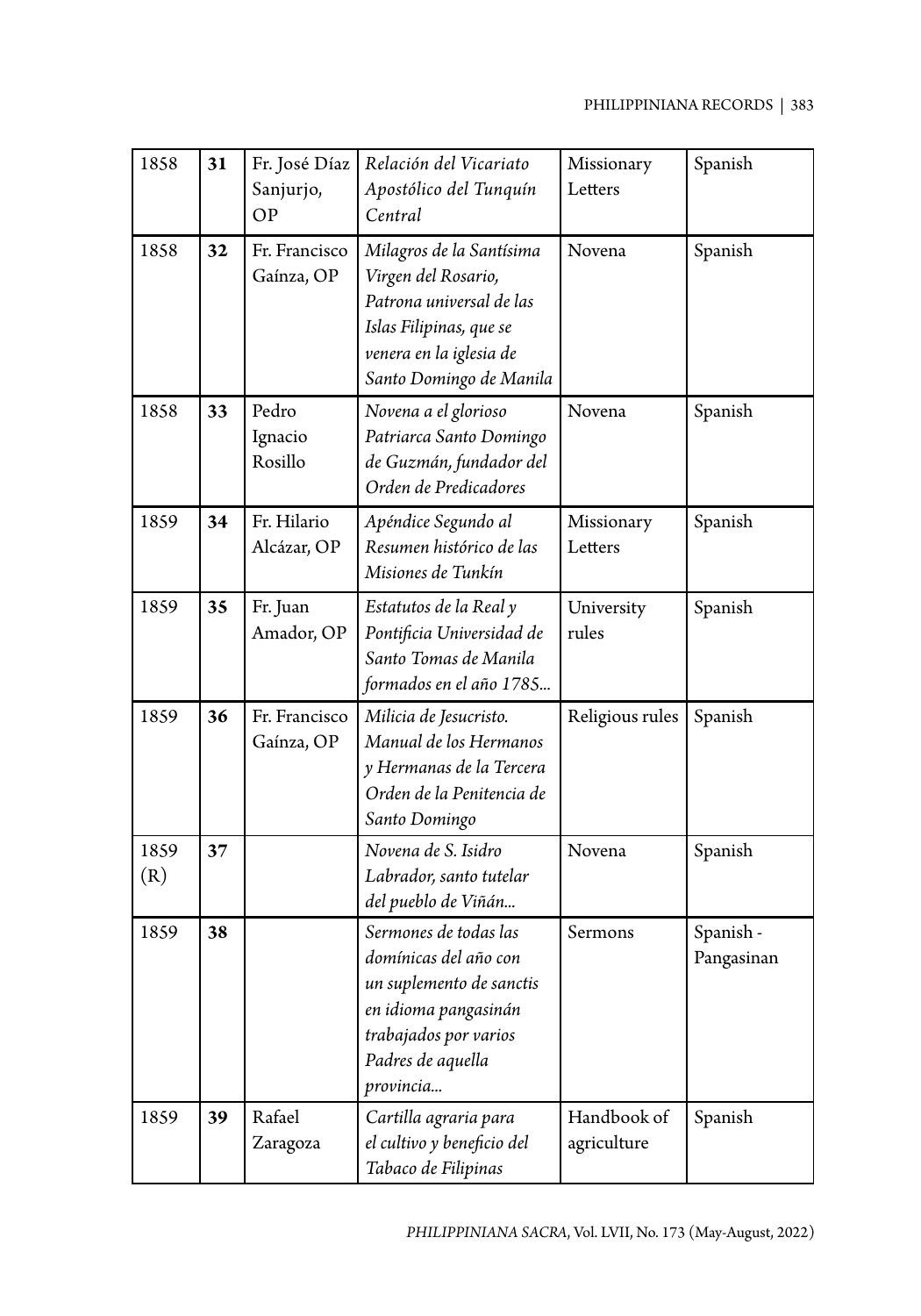| 1858 | **31** | Fr. José Díaz Sanjurjo, OP | *Relación del Vicariato Apostólico del Tunquín Central* | Missionary Letters | Spanish |
|---|---|---|---|---|---|
| 1858 | **32** | Fr. Francisco Gaínza, OP | *Milagros de la Santísima Virgen del Rosario, Patrona universal de las Islas Filipinas, que se venera en la iglesia de Santo Domingo de Manila* | Novena | Spanish |
| 1858 | **33** | Pedro Ignacio Rosillo | *Novena a el glorioso Patriarca Santo Domingo de Guzmán, fundador del Orden de Predicadores* | Novena | Spanish |
| 1859 | **34** | Fr. Hilario Alcázar, OP | *Apéndice Segundo al Resumen histórico de las Misiones de Tunkín* | Missionary Letters | Spanish |
| 1859 | **35** | Fr. Juan Amador, OP | *Estatutos de la Real y Pontificia Universidad de Santo Tomas de Manila formados en el año 1785...* | University rules | Spanish |
| 1859 | **36** | Fr. Francisco Gaínza, OP | *Milicia de Jesucristo. Manual de los Hermanos y Hermanas de la Tercera Orden de la Penitencia de Santo Domingo* | Religious rules | Spanish |
| 1859 (R) | **37** | | *Novena de S. Isidro Labrador, santo tutelar del pueblo de Viñán...* | Novena | Spanish |
| 1859 | **38** | | *Sermones de todas las domínicas del año con un suplemento de sanctis en idioma pangasinán trabajados por varios Padres de aquella provincia...* | Sermons | Spanish - Pangasinan |
| 1859 | **39** | Rafael Zaragoza | *Cartilla agraria para el cultivo y beneficio del Tabaco de Filipinas* | Handbook of agriculture | Spanish |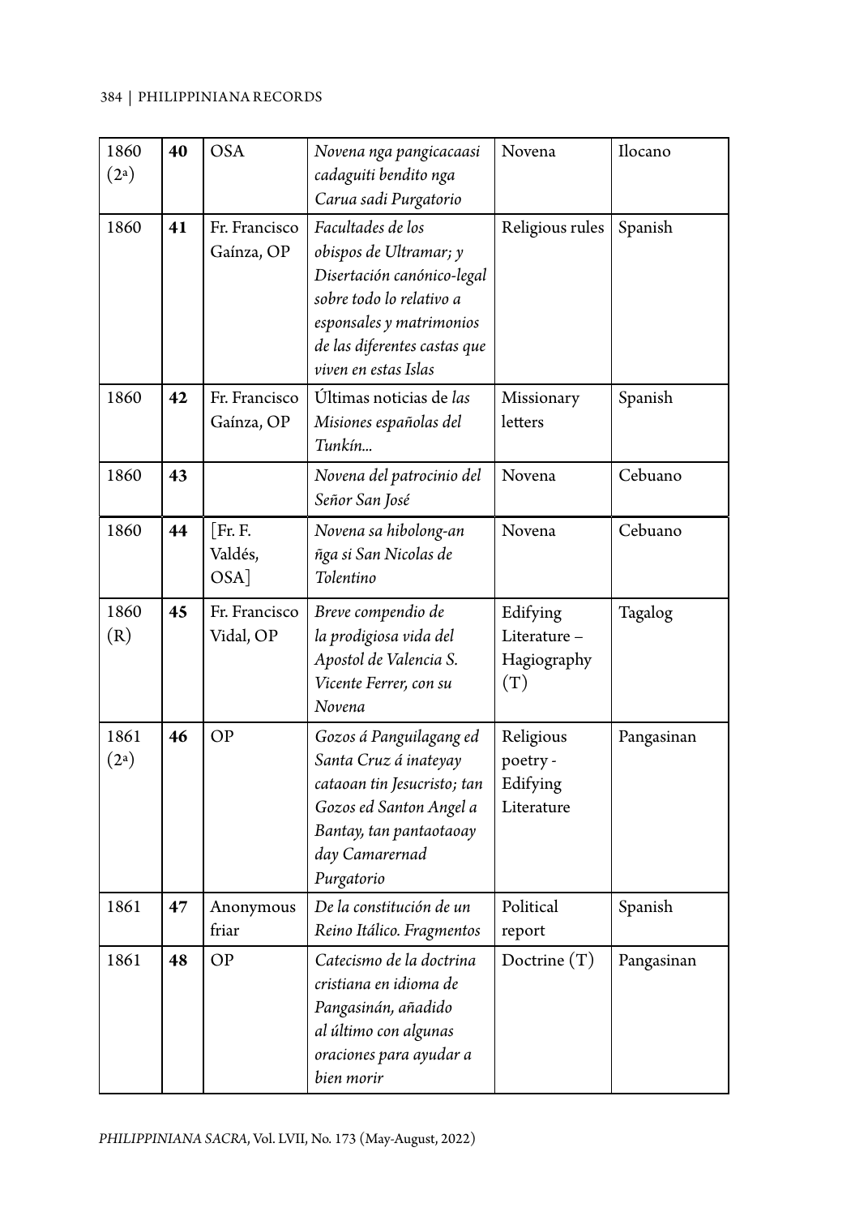| 1860 (2ª) | **40** | OSA | *Novena nga pangicacaasi cadaguiti bendito nga Carua sadi Purgatorio* | Novena | Ilocano |
|---|---|---|---|---|---|
| 1860 | **41** | Fr. Francisco Gaínza, OP | *Facultades de los obispos de Ultramar; y Disertación canónico-legal sobre todo lo relativo a esponsales y matrimonios de las diferentes castas que viven en estas Islas* | Religious rules | Spanish |
| 1860 | **42** | Fr. Francisco Gaínza, OP | Últimas noticias de *las Misiones españolas del Tunkín...* | Missionary letters | Spanish |
| 1860 | **43** | | *Novena del patrocinio del Señor San José* | Novena | Cebuano |
| 1860 | **44** | [Fr. F. Valdés, OSA] | *Novena sa hibolong-an ñga si San Nicolas de Tolentino* | Novena | Cebuano |
| 1860 (R) | **45** | Fr. Francisco Vidal, OP | *Breve compendio de la prodigiosa vida del Apostol de Valencia S. Vicente Ferrer, con su Novena* | Edifying Literature – Hagiography (T) | Tagalog |
| 1861 (2ª) | **46** | OP | *Gozos á Panguilagang ed Santa Cruz á inateyay cataoan tin Jesucristo; tan Gozos ed Santon Angel a Bantay, tan pantaotaoay day Camarernad Purgatorio* | Religious poetry - Edifying Literature | Pangasinan |
| 1861 | **47** | Anonymous friar | *De la constitución de un Reino Itálico. Fragmentos* | Political report | Spanish |
| 1861 | **48** | OP | *Catecismo de la doctrina cristiana en idioma de Pangasinán, añadido al último con algunas oraciones para ayudar a bien morir* | Doctrine (T) | Pangasinan |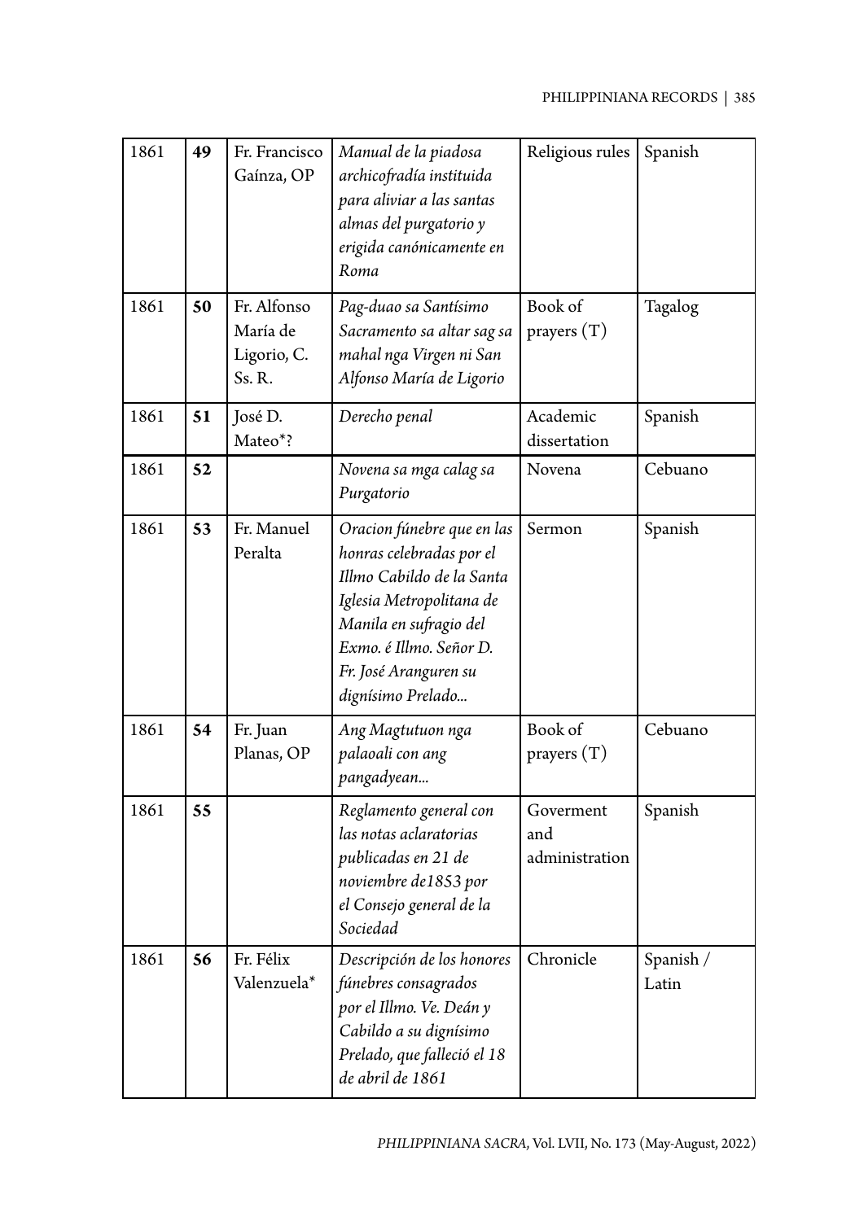| 1861 | **49** | Fr. Francisco Gaínza, OP | *Manual de la piadosa archicofradía instituida para aliviar a las santas almas del purgatorio y erigida canónicamente en Roma* | Religious rules | Spanish |
|---|---|---|---|---|---|
| 1861 | **50** | Fr. Alfonso María de Ligorio, C. Ss. R. | *Pag-duao sa Santísimo Sacramento sa altar sag sa mahal nga Virgen ni San Alfonso María de Ligorio* | Book of prayers (T) | Tagalog |
| 1861 | **51** | José D. Mateo*? | *Derecho penal* | Academic dissertation | Spanish |
| 1861 | **52** | | *Novena sa mga calag sa Purgatorio* | Novena | Cebuano |
| 1861 | **53** | Fr. Manuel Peralta | *Oracion fúnebre que en las honras celebradas por el Illmo Cabildo de la Santa Iglesia Metropolitana de Manila en sufragio del Exmo. é Illmo. Señor D. Fr. José Aranguren su dignísimo Prelado...* | Sermon | Spanish |
| 1861 | **54** | Fr. Juan Planas, OP | *Ang Magtutuon nga palaoali con ang pangadyean...* | Book of prayers (T) | Cebuano |
| 1861 | **55** | | *Reglamento general con las notas aclaratorias publicadas en 21 de noviembre de1853 por el Consejo general de la Sociedad* | Goverment and administration | Spanish |
| 1861 | **56** | Fr. Félix Valenzuela* | *Descripción de los honores fúnebres consagrados por el Illmo. Ve. Deán y Cabildo a su dignísimo Prelado, que falleció el 18 de abril de 1861* | Chronicle | Spanish / Latin |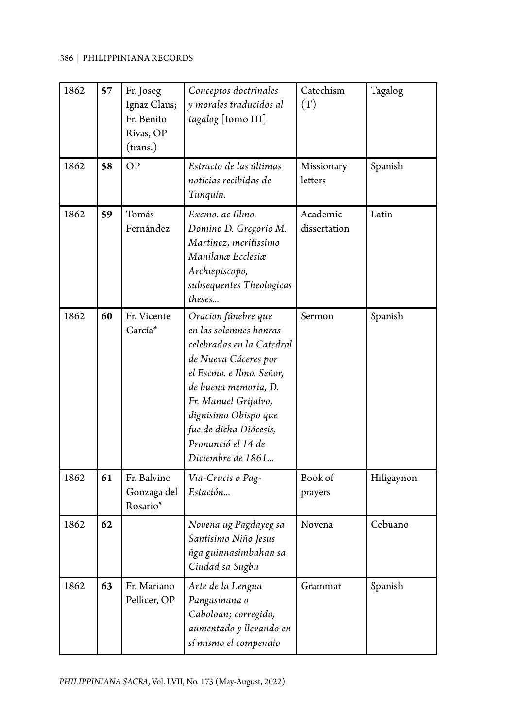| 1862 | **57** | Fr. Joseg Ignaz Claus; Fr. Benito Rivas, OP (trans.) | *Conceptos doctrinales y morales traducidos al tagalog* [tomo III] | Catechism (T) | Tagalog |
|---|---|---|---|---|---|
| 1862 | **58** | OP | *Estracto de las últimas noticias recibidas de Tunquín.* | Missionary letters | Spanish |
| 1862 | **59** | Tomás Fernández | *Excmo. ac Illmo. Domino D. Gregorio M. Martinez, meritissimo Manilanæ Ecclesiæ Archiepiscopo, subsequentes Theologicas theses...* | Academic dissertation | Latin |
| 1862 | **60** | Fr. Vicente García* | *Oracion fúnebre que en las solemnes honras celebradas en la Catedral de Nueva Cáceres por el Escmo. e Ilmo. Señor, de buena memoria, D. Fr. Manuel Grijalvo, dignísimo Obispo que fue de dicha Diócesis, Pronunció el 14 de Diciembre de 1861...* | Sermon | Spanish |
| 1862 | **61** | Fr. Balvino Gonzaga del Rosario* | *Via-Crucis o Pag-Estación...* | Book of prayers | Hiligaynon |
| 1862 | **62** | | *Novena ug Pagdayeg sa Santisimo Niño Jesus ñga guinnasimbahan sa Ciudad sa Sugbu* | Novena | Cebuano |
| 1862 | **63** | Fr. Mariano Pellicer, OP | *Arte de la Lengua Pangasinana o Caboloan; corregido, aumentado y llevando en sí mismo el compendio* | Grammar | Spanish |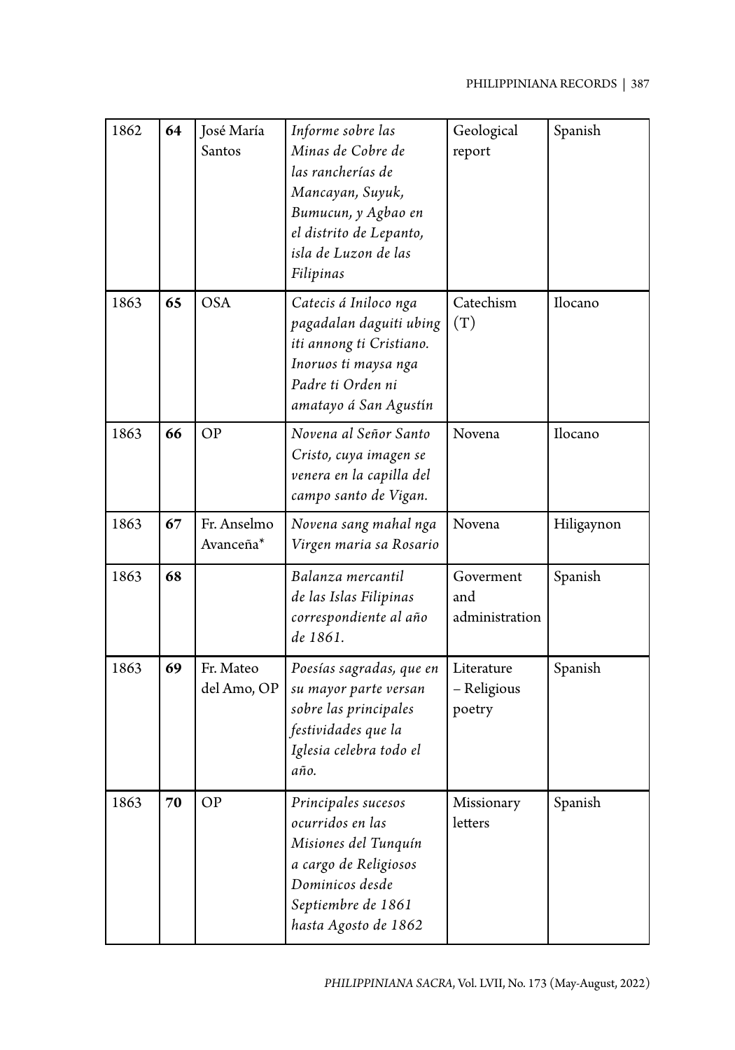| 1862 | **64** | José María Santos | *Informe sobre las Minas de Cobre de las rancherías de Mancayan, Suyuk, Bumucun, y Agbao en el distrito de Lepanto, isla de Luzon de las Filipinas* | Geological report | Spanish |
|---|---|---|---|---|---|
| 1863 | **65** | OSA | *Catecis á Iniloco nga pagadalan daguiti ubing iti annong ti Cristiano. Inoruos ti maysa nga Padre ti Orden ni amatayo á San Agustín* | Catechism (T) | Ilocano |
| 1863 | **66** | OP | *Novena al Señor Santo Cristo, cuya imagen se venera en la capilla del campo santo de Vigan.* | Novena | Ilocano |
| 1863 | **67** | Fr. Anselmo Avanceña* | *Novena sang mahal nga Virgen maria sa Rosario* | Novena | Hiligaynon |
| 1863 | **68** | | *Balanza mercantil de las Islas Filipinas correspondiente al año de 1861.* | Goverment and administration | Spanish |
| 1863 | **69** | Fr. Mateo del Amo, OP | *Poesías sagradas, que en su mayor parte versan sobre las principales festividades que la Iglesia celebra todo el año.* | Literature – Religious poetry | Spanish |
| 1863 | **70** | OP | *Principales sucesos ocurridos en las Misiones del Tunquín a cargo de Religiosos Domínicos desde Septiembre de 1861 hasta Agosto de 1862* | Missionary letters | Spanish |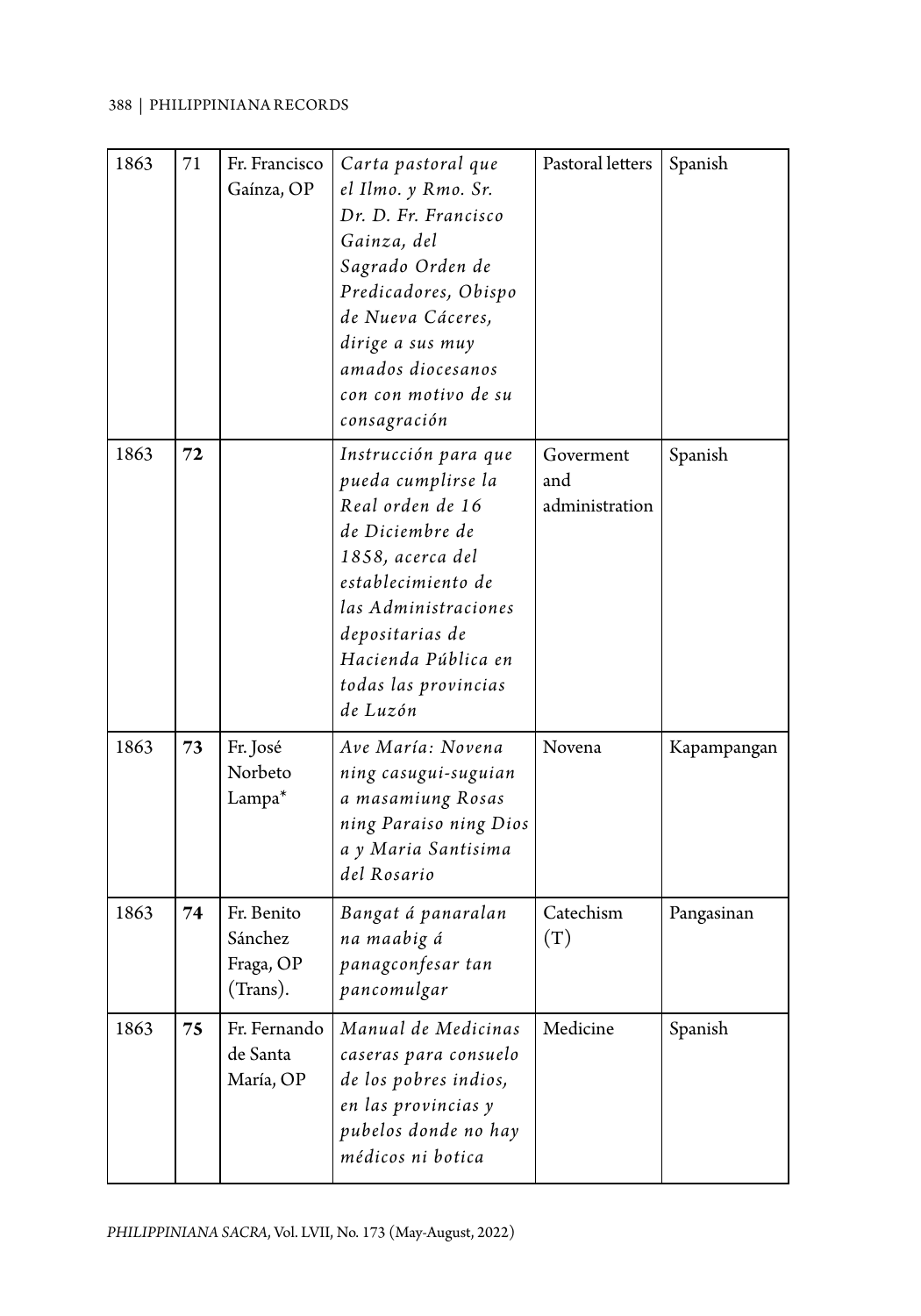| 1863 | 71 | Fr. Francisco Gaínza, OP | *Carta pastoral que el Ilmo. y Rmo. Sr. Dr. D. Fr. Francisco Gainza, del Sagrado Orden de Predicadores, Obispo de Nueva Cáceres, dirige a sus muy amados diocesanos con con motivo de su consagración* | Pastoral letters | Spanish |
|---|---|---|---|---|---|
| 1863 | **72** | | *Instrucción para que pueda cumplirse la Real orden de 16 de Diciembre de 1858, acerca del establecimiento de las Administraciones depositarias de Hacienda Pública en todas las provincias de Luzón* | Goverment and administration | Spanish |
| 1863 | **73** | Fr. José Norbeto Lampa* | *Ave María: Novena ning casugui-suguian a masamiung Rosas ning Paraiso ning Dios a y Maria Santisima del Rosario* | Novena | Kapampangan |
| 1863 | **74** | Fr. Benito Sánchez Fraga, OP (Trans). | *Bangat á panaralan na maabig á panagconfesar tan pancomulgar* | Catechism (T) | Pangasinan |
| 1863 | **75** | Fr. Fernando de Santa María, OP | *Manual de Medicinas caseras para consuelo de los pobres indios, en las provincias y pubelos donde no hay médicos ni botica* | Medicine | Spanish |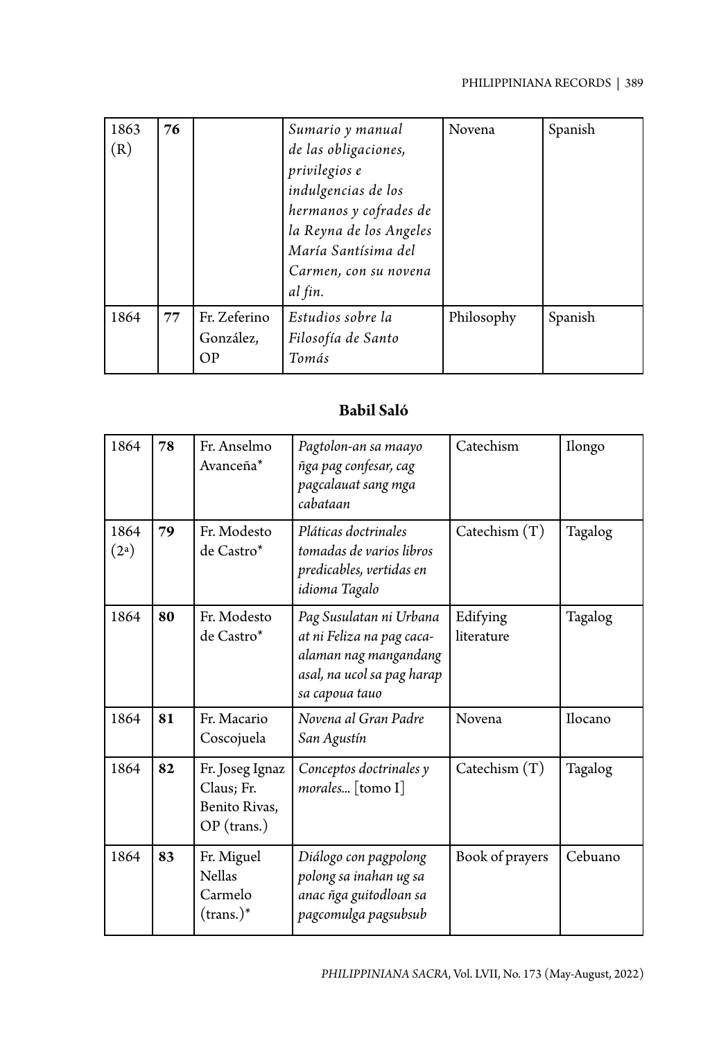| 1863 (R) | **76** | | *Sumario y manual de las obligaciones, privilegios e indulgencias de los hermanos y cofrades de la Reyna de los Angeles María Santísima del Carmen, con su novena al fin.* | Novena | Spanish |
|---|---|---|---|---|---|
| 1864 | **77** | Fr. Zeferino González, OP | *Estudios sobre la Filosofía de Santo Tomás* | Philosophy | Spanish |

**Babil Saló**

| 1864 | **78** | Fr. Anselmo Avanceña* | *Pagtolon-an sa maayo ñga pag confesar, cag pagcalauat sang mga cabataan* | Catechism | Ilongo |
|---|---|---|---|---|---|
| 1864 (2ª) | **79** | Fr. Modesto de Castro* | *Pláticas doctrinales tomadas de varios libros predicables, vertidas en idioma Tagalo* | Catechism (T) | Tagalog |
| 1864 | **80** | Fr. Modesto de Castro* | *Pag Susulatan ni Urbana at ni Feliza na pag caca-alaman nag mangandang asal, na ucol sa pag harap sa capoua tauo* | Edifying literature | Tagalog |
| 1864 | **81** | Fr. Macario Coscojuela | *Novena al Gran Padre San Agustín* | Novena | Ilocano |
| 1864 | **82** | Fr. Joseg Ignaz Claus; Fr. Benito Rivas, OP (trans.) | *Conceptos doctrinales y morales...* [tomo I] | Catechism (T) | Tagalog |
| 1864 | **83** | Fr. Miguel Nellas Carmelo (trans.)* | *Diálogo con pagpolong polong sa inahan ug sa anac ñga guitodloan sa pagcomulga pagsubsub* | Book of prayers | Cebuano |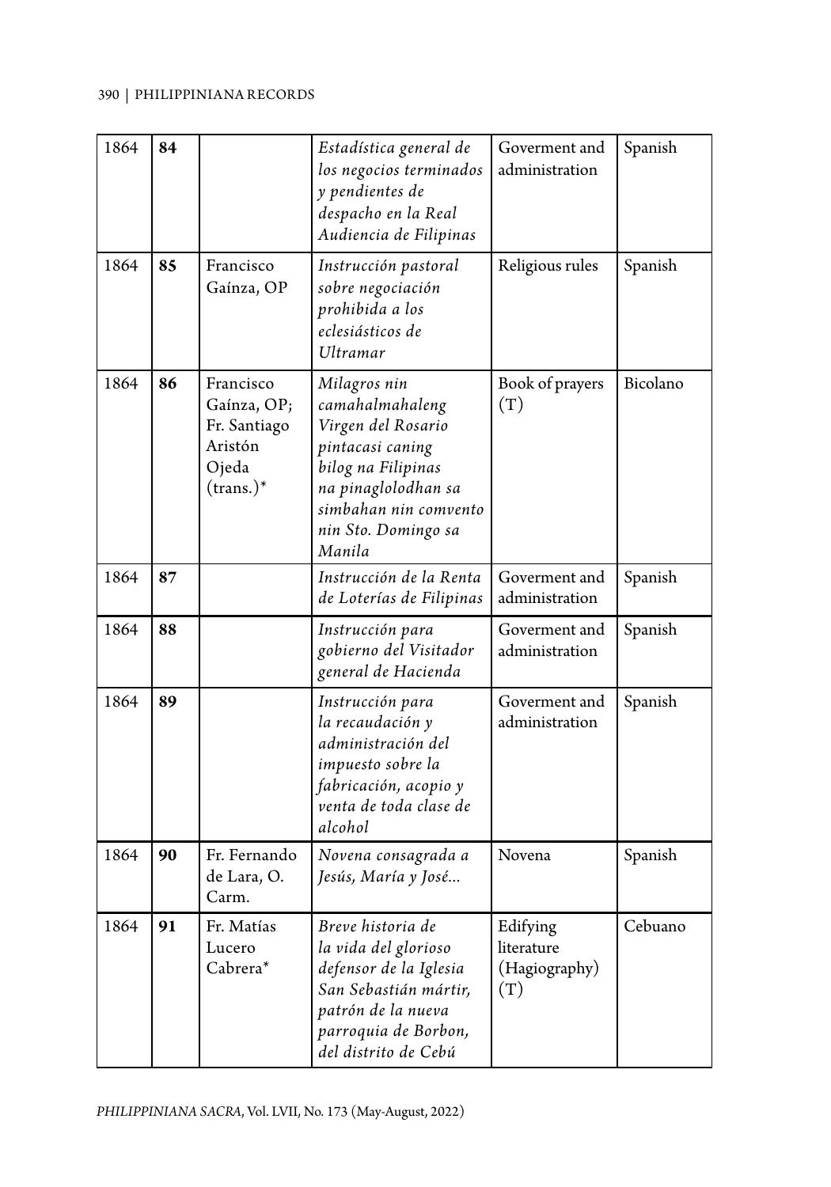| 1864 | **84** | | *Estadística general de los negocios terminados y pendientes de despacho en la Real Audiencia de Filipinas* | Goverment and administration | Spanish |
|---|---|---|---|---|---|
| 1864 | **85** | Francisco Gaínza, OP | *Instrucción pastoral sobre negociación prohibida a los eclesiásticos de Ultramar* | Religious rules | Spanish |
| 1864 | **86** | Francisco Gaínza, OP; Fr. Santiago Aristón Ojeda (trans.)* | *Milagros nin camahalmahaleng Virgen del Rosario pintacasi caning bilog na Filipinas na pinaglolodhan sa simbahan nin comvento nin Sto. Domingo sa Manila* | Book of prayers (T) | Bicolano |
| 1864 | **87** | | *Instrucción de la Renta de Loterías de Filipinas* | Goverment and administration | Spanish |
| 1864 | **88** | | *Instrucción para gobierno del Visitador general de Hacienda* | Goverment and administration | Spanish |
| 1864 | **89** | | *Instrucción para la recaudación y administración del impuesto sobre la fabricación, acopio y venta de toda clase de alcohol* | Goverment and administration | Spanish |
| 1864 | **90** | Fr. Fernando de Lara, O. Carm. | *Novena consagrada a Jesús, María y José...* | Novena | Spanish |
| 1864 | **91** | Fr. Matías Lucero Cabrera* | *Breve historia de la vida del glorioso defensor de la Iglesia San Sebastián mártir, patrón de la nueva parroquia de Borbon, del distrito de Cebú* | Edifying literature (Hagiography) (T) | Cebuano |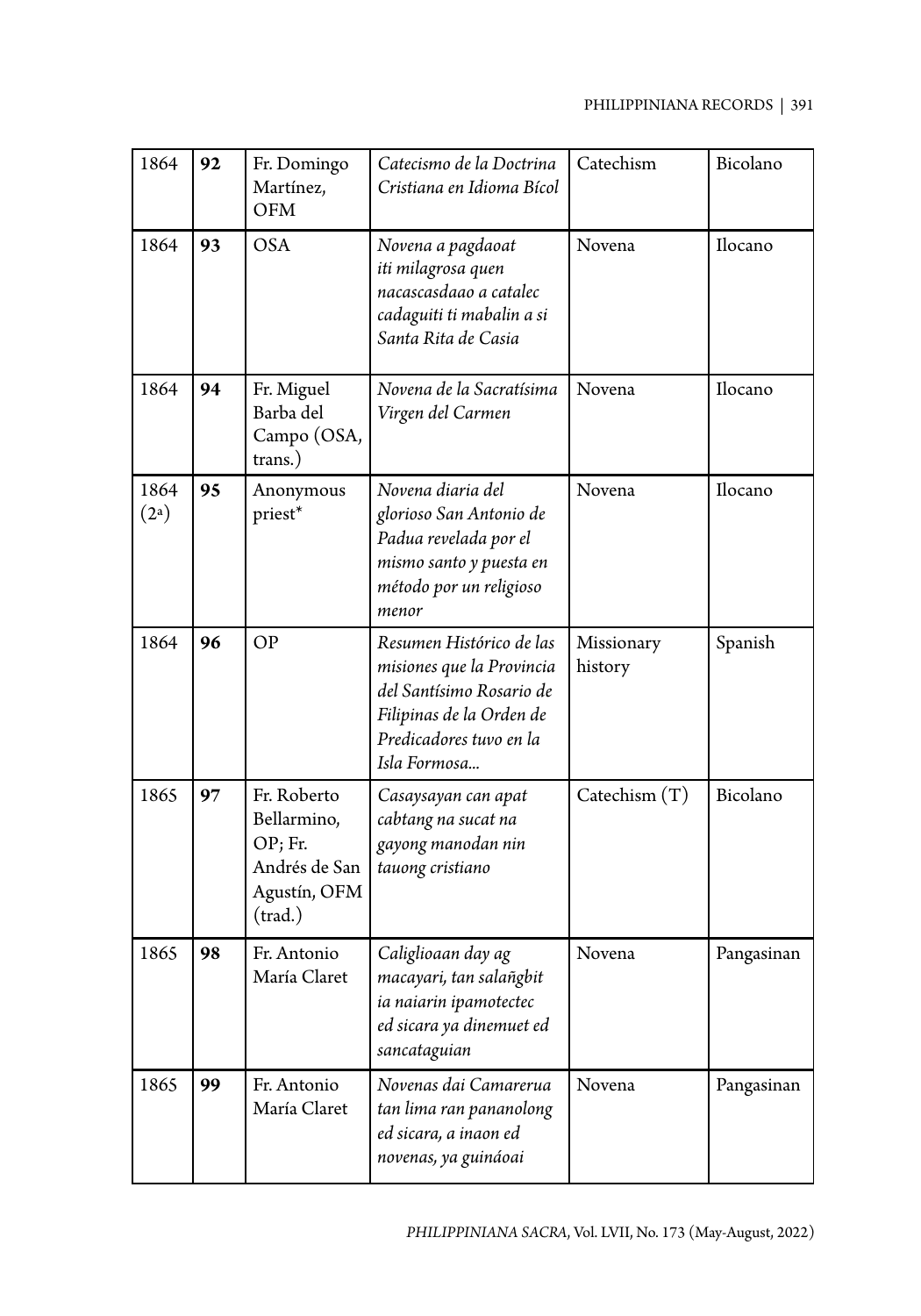| 1864 | **92** | Fr. Domingo Martínez, OFM | *Catecismo de la Doctrina Cristiana en Idioma Bícol* | Catechism | Bicolano |
|---|---|---|---|---|---|
| 1864 | **93** | OSA | *Novena a pagdaoat iti milagrosa quen nacascasdaao a catalec cadaguiti ti mabalin a si Santa Rita de Casia* | Novena | Ilocano |
| 1864 | **94** | Fr. Miguel Barba del Campo (OSA, trans.) | *Novena de la Sacratísima Virgen del Carmen* | Novena | Ilocano |
| 1864 (2ª) | **95** | Anonymous priest* | *Novena diaria del glorioso San Antonio de Padua revelada por el mismo santo y puesta en método por un religioso menor* | Novena | Ilocano |
| 1864 | **96** | OP | *Resumen Histórico de las misiones que la Provincia del Santísimo Rosario de Filipinas de la Orden de Predicadores tuvo en la Isla Formosa...* | Missionary history | Spanish |
| 1865 | **97** | Fr. Roberto Bellarmino, OP; Fr. Andrés de San Agustín, OFM (trad.) | *Casaysayan can apat cabtang na sucat na gayong manodan nin tauong cristiano* | Catechism (T) | Bicolano |
| 1865 | **98** | Fr. Antonio María Claret | *Caliglioaan day ag macayari, tan salañgbit ia naiarin ipamotectec ed sicara ya dinemuet ed sancataguian* | Novena | Pangasinan |
| 1865 | **99** | Fr. Antonio María Claret | *Novenas dai Camarerua tan lima ran pananolong ed sicara, a inaon ed novenas, ya guináoai* | Novena | Pangasinan |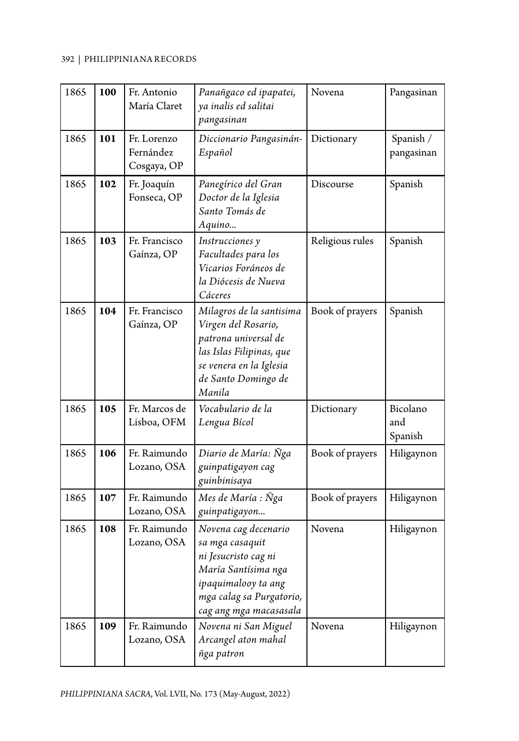| | | | | | |
|---|---|---|---|---|---|
| 1865 | **100** | Fr. Antonio María Claret | *Panañgaco ed ipapatei, ya inalis ed salitai pangasinan* | Novena | Pangasinan |
| 1865 | **101** | Fr. Lorenzo Fernández Cosgaya, OP | *Diccionario Pangasinán-Español* | Dictionary | Spanish / pangasinan |
| 1865 | **102** | Fr. Joaquín Fonseca, OP | *Panegírico del Gran Doctor de la Iglesia Santo Tomás de Aquino...* | Discourse | Spanish |
| 1865 | **103** | Fr. Francisco Gaínza, OP | *Instrucciones y Facultades para los Vicarios Foráneos de la Diócesis de Nueva Cáceres* | Religious rules | Spanish |
| 1865 | **104** | Fr. Francisco Gaínza, OP | *Milagros de la santisima Virgen del Rosario, patrona universal de las Islas Filipinas, que se venera en la Iglesia de Santo Domingo de Manila* | Book of prayers | Spanish |
| 1865 | **105** | Fr. Marcos de Lisboa, OFM | *Vocabulario de la Lengua Bícol* | Dictionary | Bicolano and Spanish |
| 1865 | **106** | Fr. Raimundo Lozano, OSA | *Diario de María: Ñga guinpatigayon cag guinbinisaya* | Book of prayers | Hiligaynon |
| 1865 | **107** | Fr. Raimundo Lozano, OSA | *Mes de María : Ñga guinpatigayon...* | Book of prayers | Hiligaynon |
| 1865 | **108** | Fr. Raimundo Lozano, OSA | *Novena cag decenario sa mga casaquit ni Jesucristo cag ni María Santísima nga ipaquimalooy ta ang mga calag sa Purgatorio, cag ang mga macasasala* | Novena | Hiligaynon |
| 1865 | **109** | Fr. Raimundo Lozano, OSA | *Novena ni San Miguel Arcangel aton mahal ñga patron* | Novena | Hiligaynon |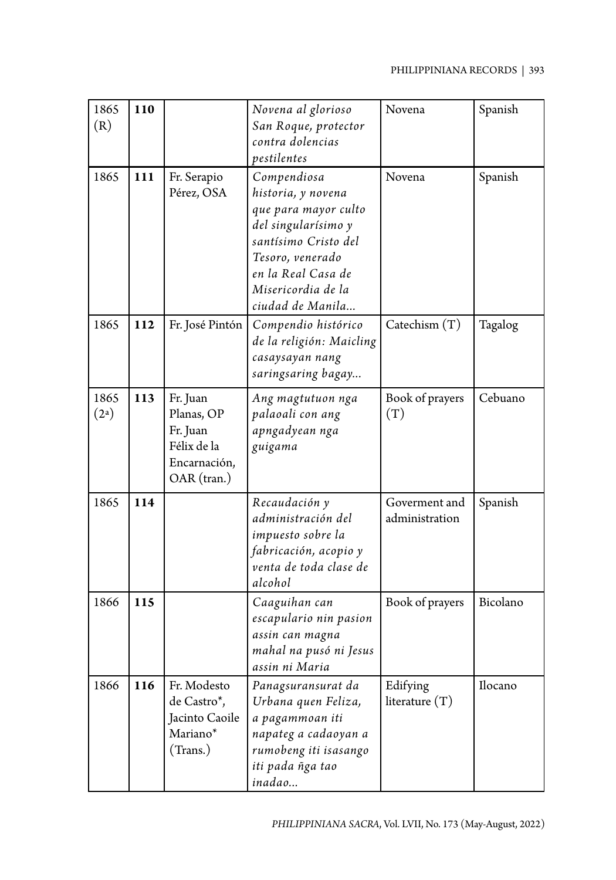| 1865 (R) | **110** | | *Novena al glorioso San Roque, protector contra dolencias pestilentes* | Novena | Spanish |
|---|---|---|---|---|---|
| 1865 | **111** | Fr. Serapio Pérez, OSA | *Compendiosa historia, y novena que para mayor culto del singularísimo y santísimo Cristo del Tesoro, venerado en la Real Casa de Misericordia de la ciudad de Manila...* | Novena | Spanish |
| 1865 | **112** | Fr. José Pintón | *Compendio histórico de la religión: Maicling casaysayan nang saringsaring bagay...* | Catechism (T) | Tagalog |
| 1865 (2ª) | **113** | Fr. Juan Planas, OP Fr. Juan Félix de la Encarnación, OAR (tran.) | *Ang magtutuon nga palaoali con ang apngadyean nga guigama* | Book of prayers (T) | Cebuano |
| 1865 | **114** | | *Recaudación y administración del impuesto sobre la fabricación, acopio y venta de toda clase de alcohol* | Goverment and administration | Spanish |
| 1866 | **115** | | *Caaguihan can escapulario nin pasion assin can magna mahal na pusó ni Jesus assin ni Maria* | Book of prayers | Bicolano |
| 1866 | **116** | Fr. Modesto de Castro*, Jacinto Caoile Mariano* (Trans.) | *Panagsuransurat da Urbana quen Feliza, a pagammoan iti napateg a cadaoyan a rumobeng iti isasango iti pada ñga tao inadao...* | Edifying literature (T) | Ilocano |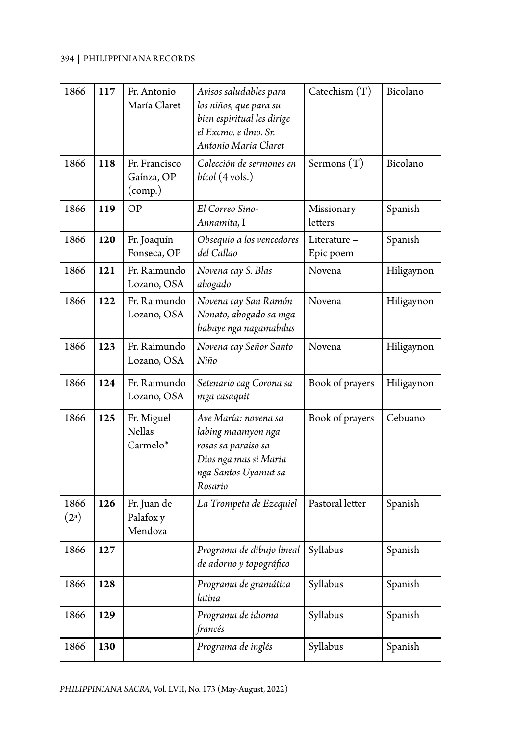| 1866 | **117** | Fr. Antonio María Claret | *Avisos saludables para los niños, que para su bien espiritual les dirige el Excmo. e ilmo. Sr. Antonio María Claret* | Catechism (T) | Bicolano |
|---|---|---|---|---|---|
| 1866 | **118** | Fr. Francisco Gaínza, OP (comp.) | *Colección de sermones en bícol* (4 vols.) | Sermons (T) | Bicolano |
| 1866 | **119** | OP | *El Correo Sino-Annamita*, I | Missionary letters | Spanish |
| 1866 | **120** | Fr. Joaquín Fonseca, OP | *Obsequio a los vencedores del Callao* | Literature – Epic poem | Spanish |
| 1866 | **121** | Fr. Raimundo Lozano, OSA | *Novena cay S. Blas abogado* | Novena | Hiligaynon |
| 1866 | **122** | Fr. Raimundo Lozano, OSA | *Novena cay San Ramón Nonato, abogado sa mga babaye nga nagamabdus* | Novena | Hiligaynon |
| 1866 | **123** | Fr. Raimundo Lozano, OSA | *Novena cay Señor Santo Niño* | Novena | Hiligaynon |
| 1866 | **124** | Fr. Raimundo Lozano, OSA | *Setenario cag Corona sa mga casaquit* | Book of prayers | Hiligaynon |
| 1866 | **125** | Fr. Miguel Nellas Carmelo* | *Ave María: novena sa labing maamyon nga rosas sa paraiso sa Dios nga mas si Maria nga Santos Uyamut sa Rosario* | Book of prayers | Cebuano |
| 1866 (2ª) | **126** | Fr. Juan de Palafox y Mendoza | *La Trompeta de Ezequiel* | Pastoral letter | Spanish |
| 1866 | **127** | | *Programa de dibujo lineal de adorno y topográfico* | Syllabus | Spanish |
| 1866 | **128** | | *Programa de gramática latina* | Syllabus | Spanish |
| 1866 | **129** | | *Programa de idioma francés* | Syllabus | Spanish |
| 1866 | **130** | | *Programa de inglés* | Syllabus | Spanish |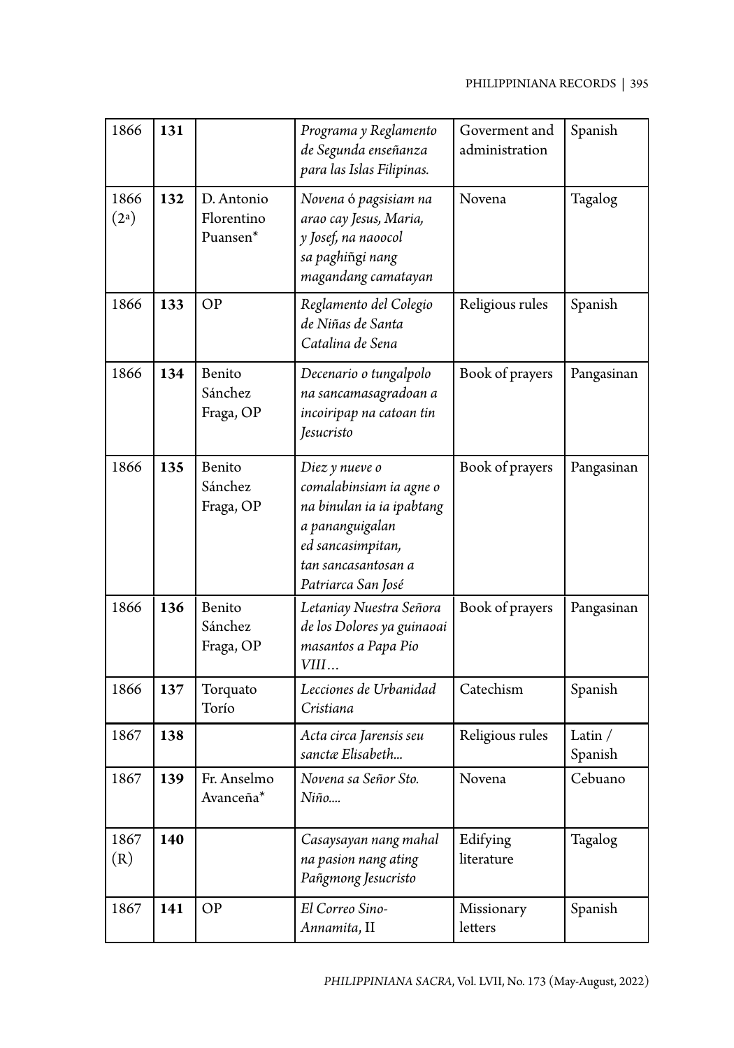| 1866 | **131** | | *Programa y Reglamento de Segunda enseñanza para las Islas Filipinas.* | Goverment and administration | Spanish |
|---|---|---|---|---|---|
| 1866 (2ª) | **132** | D. Antonio Florentino Puansen* | *Novena ó pagsisiam na arao cay Jesus, Maria, y Josef, na naoocol sa paghiñgi nang magandang camatayan* | Novena | Tagalog |
| 1866 | **133** | OP | *Reglamento del Colegio de Niñas de Santa Catalina de Sena* | Religious rules | Spanish |
| 1866 | **134** | Benito Sánchez Fraga, OP | *Decenario o tungalpolo na sancamasagradoan a incoiripap na catoan tin Jesucristo* | Book of prayers | Pangasinan |
| 1866 | **135** | Benito Sánchez Fraga, OP | *Diez y nueve o comalabinsiam ia agne o na binulan ia ia ipabtang a pananguigalan ed sancasimpitan, tan sancasantosan a Patriarca San José* | Book of prayers | Pangasinan |
| 1866 | **136** | Benito Sánchez Fraga, OP | *Letaniay Nuestra Señora de los Dolores ya guinaoai masantos a Papa Pio VIII…* | Book of prayers | Pangasinan |
| 1866 | **137** | Torquato Torío | *Lecciones de Urbanidad Cristiana* | Catechism | Spanish |
| 1867 | **138** | | *Acta circa Jarensis seu sanctæ Elisabeth...* | Religious rules | Latin / Spanish |
| 1867 | **139** | Fr. Anselmo Avanceña* | *Novena sa Señor Sto. Niño....* | Novena | Cebuano |
| 1867 (R) | **140** | | *Casaysayan nang mahal na pasion nang ating Pañgmong Jesucristo* | Edifying literature | Tagalog |
| 1867 | **141** | OP | *El Correo Sino-Annamita*, II | Missionary letters | Spanish |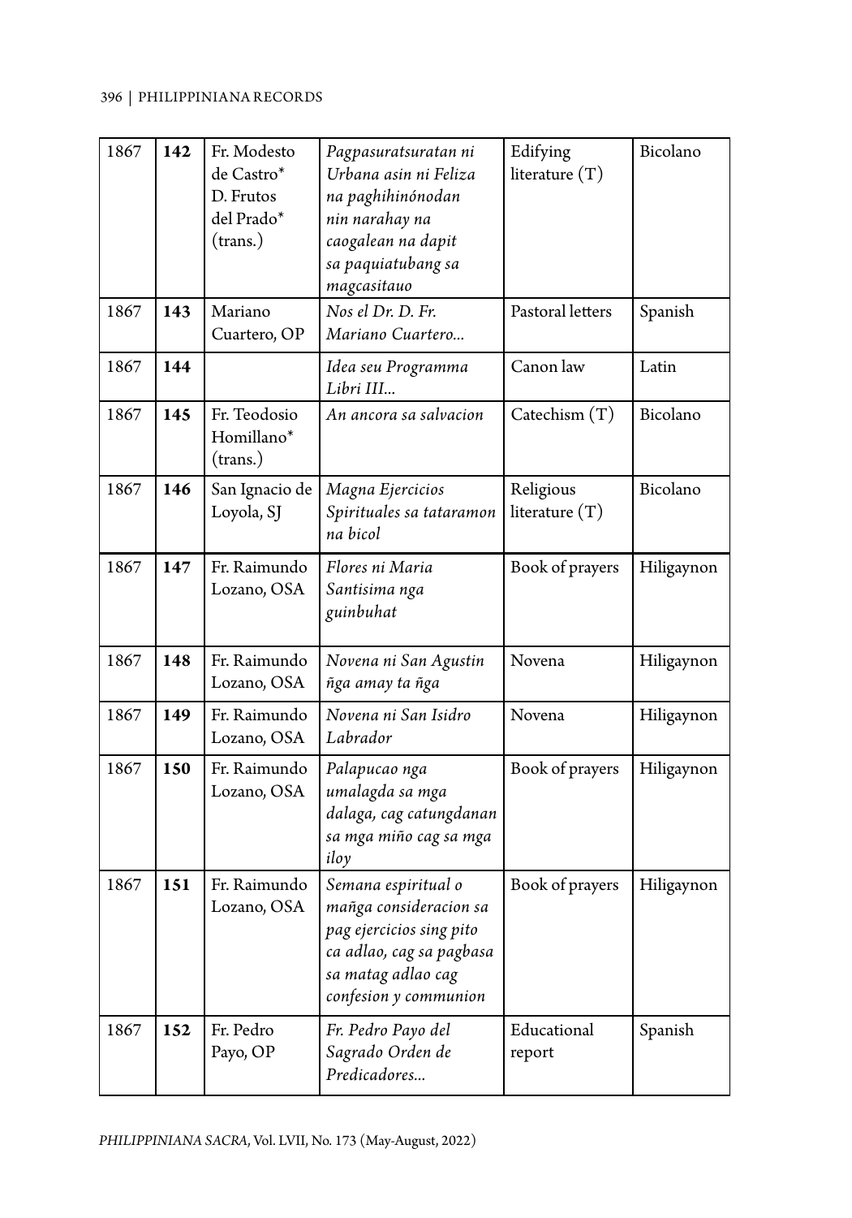| 1867 | **142** | Fr. Modesto de Castro* D. Frutos del Prado* (trans.) | *Pagpasuratsuratan ni Urbana asin ni Feliza na paghihinónodan nin narahay na caogalean na dapit sa paquiatubang sa magcasitauo* | Edifying literature (T) | Bicolano |
|---|---|---|---|---|---|
| 1867 | **143** | Mariano Cuartero, OP | *Nos el Dr. D. Fr. Mariano Cuartero...* | Pastoral letters | Spanish |
| 1867 | **144** | | *Idea seu Programma Libri III...* | Canon law | Latin |
| 1867 | **145** | Fr. Teodosio Homillano* (trans.) | *An ancora sa salvacion* | Catechism (T) | Bicolano |
| 1867 | **146** | San Ignacio de Loyola, SJ | *Magna Ejercicios Spirituales sa tataramon na bicol* | Religious literature (T) | Bicolano |
| 1867 | **147** | Fr. Raimundo Lozano, OSA | *Flores ni Maria Santisima nga guinbuhat* | Book of prayers | Hiligaynon |
| 1867 | **148** | Fr. Raimundo Lozano, OSA | *Novena ni San Agustin ñga amay ta ñga* | Novena | Hiligaynon |
| 1867 | **149** | Fr. Raimundo Lozano, OSA | *Novena ni San Isidro Labrador* | Novena | Hiligaynon |
| 1867 | **150** | Fr. Raimundo Lozano, OSA | *Palapucao nga umalagda sa mga dalaga, cag catungdanan sa mga miño cag sa mga iloy* | Book of prayers | Hiligaynon |
| 1867 | **151** | Fr. Raimundo Lozano, OSA | *Semana espiritual o mañga consideracion sa pag ejercicios sing pito ca adlao, cag sa pagbasa sa matag adlao cag confesion y communion* | Book of prayers | Hiligaynon |
| 1867 | **152** | Fr. Pedro Payo, OP | *Fr. Pedro Payo del Sagrado Orden de Predicadores...* | Educational report | Spanish |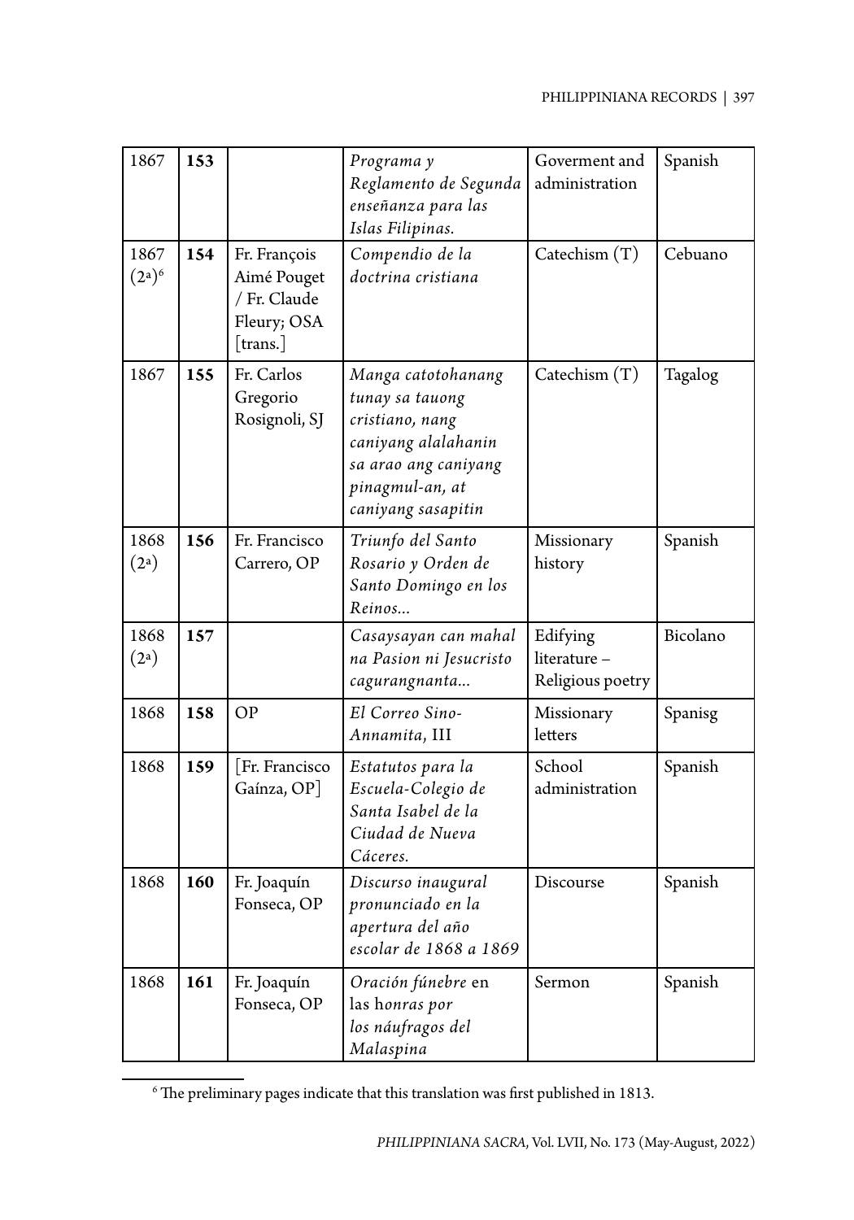| 1867 | **153** | | *Programa y Reglamento de Segunda enseñanza para las Islas Filipinas.* | Goverment and administration | Spanish |
|---|---|---|---|---|---|
| 1867 (2ª)[6] | **154** | Fr. François Aimé Pouget / Fr. Claude Fleury; OSA [trans.] | *Compendio de la doctrina cristiana* | Catechism (T) | Cebuano |
| 1867 | **155** | Fr. Carlos Gregorio Rosignoli, SJ | *Manga catotohanang tunay sa tauong cristiano, nang caniyang alalahanin sa arao ang caniyang pinagmul-an, at caniyang sasapitin* | Catechism (T) | Tagalog |
| 1868 (2ª) | **156** | Fr. Francisco Carrero, OP | *Triunfo del Santo Rosario y Orden de Santo Domingo en los Reinos...* | Missionary history | Spanish |
| 1868 (2ª) | **157** | | *Casaysayan can mahal na Pasion ni Jesucristo cagurangnanta...* | Edifying literature – Religious poetry | Bicolano |
| 1868 | **158** | OP | *El Correo Sino-Annamita*, III | Missionary letters | Spanisg |
| 1868 | **159** | [Fr. Francisco Gaínza, OP] | *Estatutos para la Escuela-Colegio de Santa Isabel de la Ciudad de Nueva Cáceres.* | School administration | Spanish |
| 1868 | **160** | Fr. Joaquín Fonseca, OP | *Discurso inaugural pronunciado en la apertura del año escolar de 1868 a 1869* | Discourse | Spanish |
| 1868 | **161** | Fr. Joaquín Fonseca, OP | *Oración fúnebre* en las h*onras por los náufragos del Malaspina* | Sermon | Spanish |

[6] The preliminary pages indicate that this translation was first published in 1813.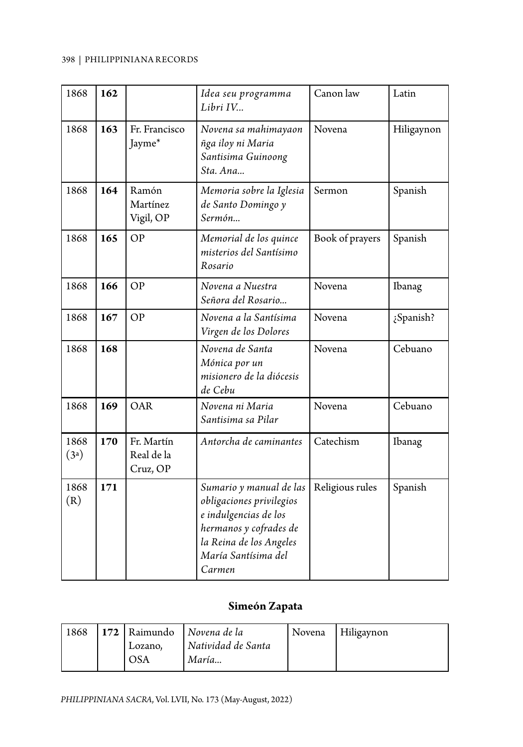| 1868 | **162** | | *Idea seu programma Libri IV...* | Canon law | Latin |
|---|---|---|---|---|---|
| 1868 | **163** | Fr. Francisco Jayme* | *Novena sa mahimayaon ñga iloy ni Maria Santisima Guinoong Sta. Ana...* | Novena | Hiligaynon |
| 1868 | **164** | Ramón Martínez Vigil, OP | *Memoria sobre la Iglesia de Santo Domingo y Sermón...* | Sermon | Spanish |
| 1868 | **165** | OP | *Memorial de los quince misterios del Santísimo Rosario* | Book of prayers | Spanish |
| 1868 | **166** | OP | *Novena a Nuestra Señora del Rosario...* | Novena | Ibanag |
| 1868 | **167** | OP | *Novena a la Santísima Virgen de los Dolores* | Novena | ¿Spanish? |
| 1868 | **168** | | *Novena de Santa Mónica por un misionero de la diócesis de Cebu* | Novena | Cebuano |
| 1868 | **169** | OAR | *Novena ni Maria Santisima sa Pilar* | Novena | Cebuano |
| 1868 (3a) | **170** | Fr. Martín Real de la Cruz, OP | *Antorcha de caminantes* | Catechism | Ibanag |
| 1868 (R) | **171** | | *Sumario y manual de las obligaciones privilegios e indulgencias de los hermanos y cofrades de la Reina de los Angeles María Santísima del Carmen* | Religious rules | Spanish |

## Simeón Zapata

| 1868 | **172** | Raimundo Lozano, OSA | *Novena de la Natividad de Santa María...* | Novena | Hiligaynon |
|---|---|---|---|---|---|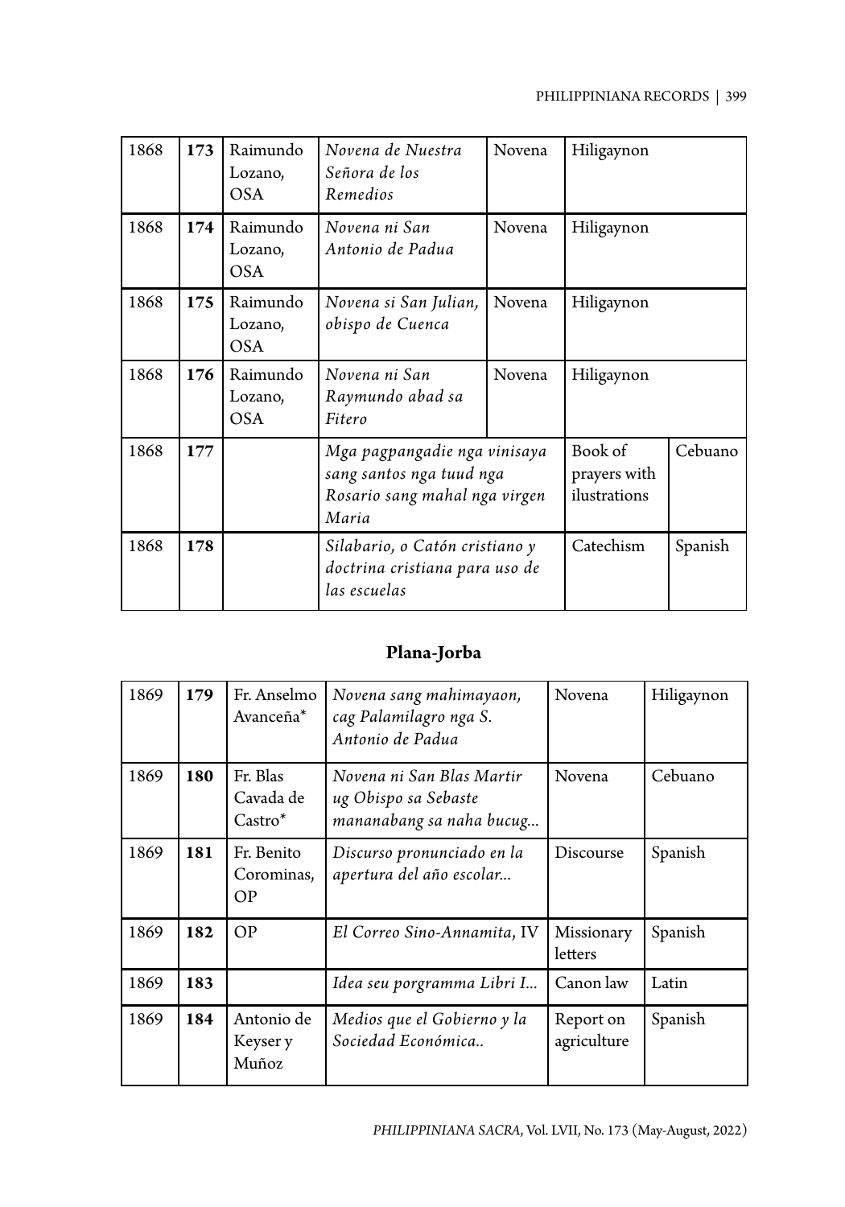| 1868 | **173** | Raimundo Lozano, OSA | *Novena de Nuestra Señora de los Remedios* | Novena | Hiligaynon |
|---|---|---|---|---|---|
| 1868 | **174** | Raimundo Lozano, OSA | *Novena ni San Antonio de Padua* | Novena | Hiligaynon |
| 1868 | **175** | Raimundo Lozano, OSA | *Novena si San Julian, obispo de Cuenca* | Novena | Hiligaynon |
| 1868 | **176** | Raimundo Lozano, OSA | *Novena ni San Raymundo abad sa Fitero* | Novena | Hiligaynon |
| 1868 | **177** | | *Mga pagpangadie nga vinisaya sang santos nga tuud nga Rosario sang mahal nga virgen Maria* | Book of prayers with ilustrations | Cebuano |
| 1868 | **178** | | *Silabario, o Catón cristiano y doctrina cristiana para uso de las escuelas* | Catechism | Spanish |

## Plana-Jorba

| 1869 | **179** | Fr. Anselmo Avanceña* | *Novena sang mahimayaon, cag Palamilagro nga S. Antonio de Padua* | Novena | Hiligaynon |
|---|---|---|---|---|---|
| 1869 | **180** | Fr. Blas Cavada de Castro* | *Novena ni San Blas Martir ug Obispo sa Sebaste mananabang sa naha bucug...* | Novena | Cebuano |
| 1869 | **181** | Fr. Benito Corominas, OP | *Discurso pronunciado en la apertura del año escolar...* | Discourse | Spanish |
| 1869 | **182** | OP | *El Correo Sino-Annamita*, IV | Missionary letters | Spanish |
| 1869 | **183** | | *Idea seu porgramma Libri I...* | Canon law | Latin |
| 1869 | **184** | Antonio de Keyser y Muñoz | *Medios que el Gobierno y la Sociedad Económica..* | Report on agriculture | Spanish |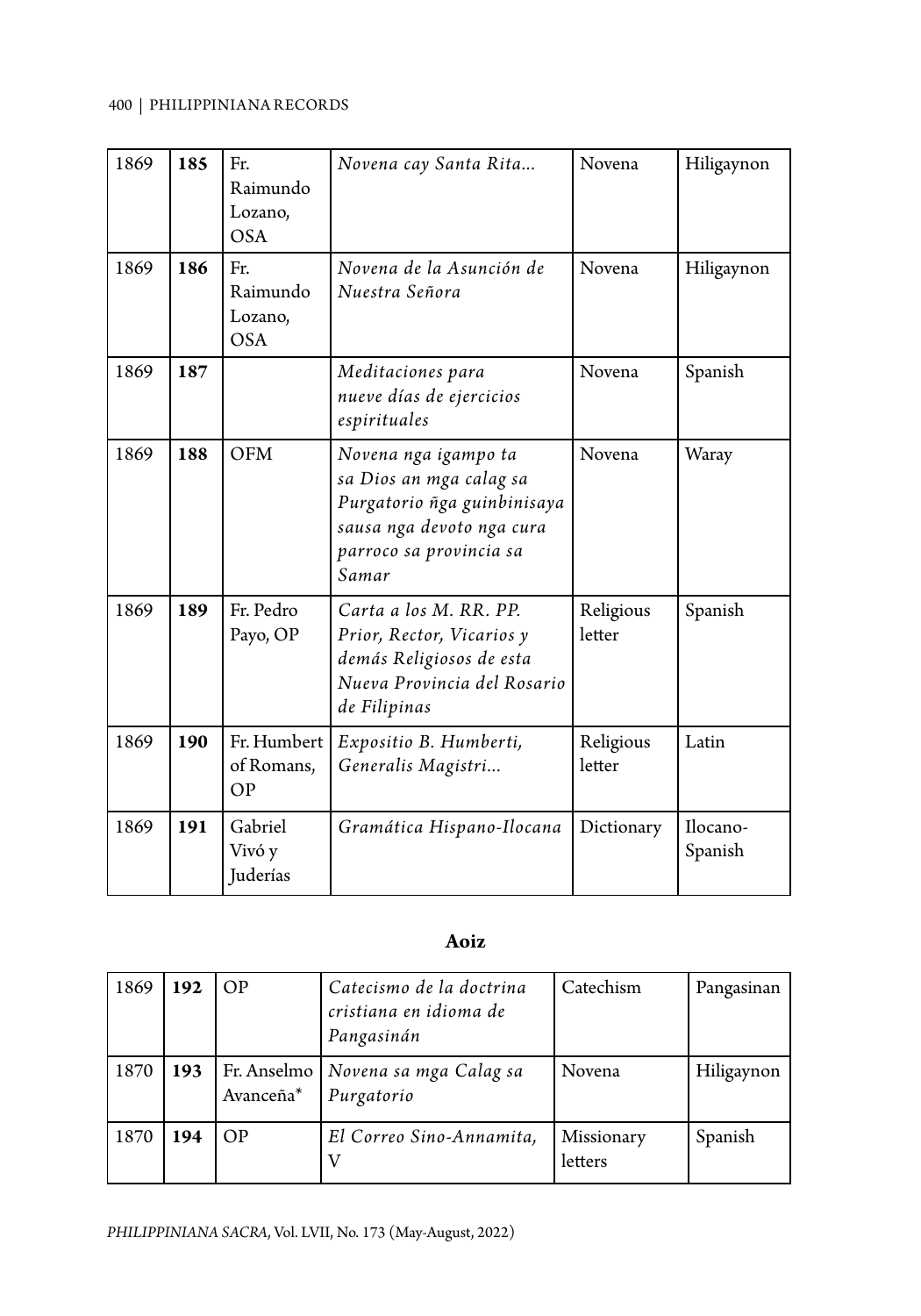| 1869 | **185** | Fr. Raimundo Lozano, OSA | *Novena cay Santa Rita...* | Novena | Hiligaynon |
|---|---|---|---|---|---|
| 1869 | **186** | Fr. Raimundo Lozano, OSA | *Novena de la Asunción de Nuestra Señora* | Novena | Hiligaynon |
| 1869 | **187** | | *Meditaciones para nueve días de ejercicios espirituales* | Novena | Spanish |
| 1869 | **188** | OFM | *Novena nga igampo ta sa Dios an mga calag sa Purgatorio ñga guinbinisaya sausa nga devoto nga cura parroco sa provincia sa Samar* | Novena | Waray |
| 1869 | **189** | Fr. Pedro Payo, OP | *Carta a los M. RR. PP. Prior, Rector, Vicarios y demás Religiosos de esta Nueva Provincia del Rosario de Filipinas* | Religious letter | Spanish |
| 1869 | **190** | Fr. Humbert of Romans, OP | *Expositio B. Humberti, Generalis Magistri...* | Religious letter | Latin |
| 1869 | **191** | Gabriel Vivó y Juderías | *Gramática Hispano-Ilocana* | Dictionary | Ilocano-Spanish |

**Aoiz**

| 1869 | **192** | OP | *Catecismo de la doctrina cristiana en idioma de Pangasinán* | Catechism | Pangasinan |
|---|---|---|---|---|---|
| 1870 | **193** | Fr. Anselmo Avanceña* | *Novena sa mga Calag sa Purgatorio* | Novena | Hiligaynon |
| 1870 | **194** | OP | *El Correo Sino-Annamita,* V | Missionary letters | Spanish |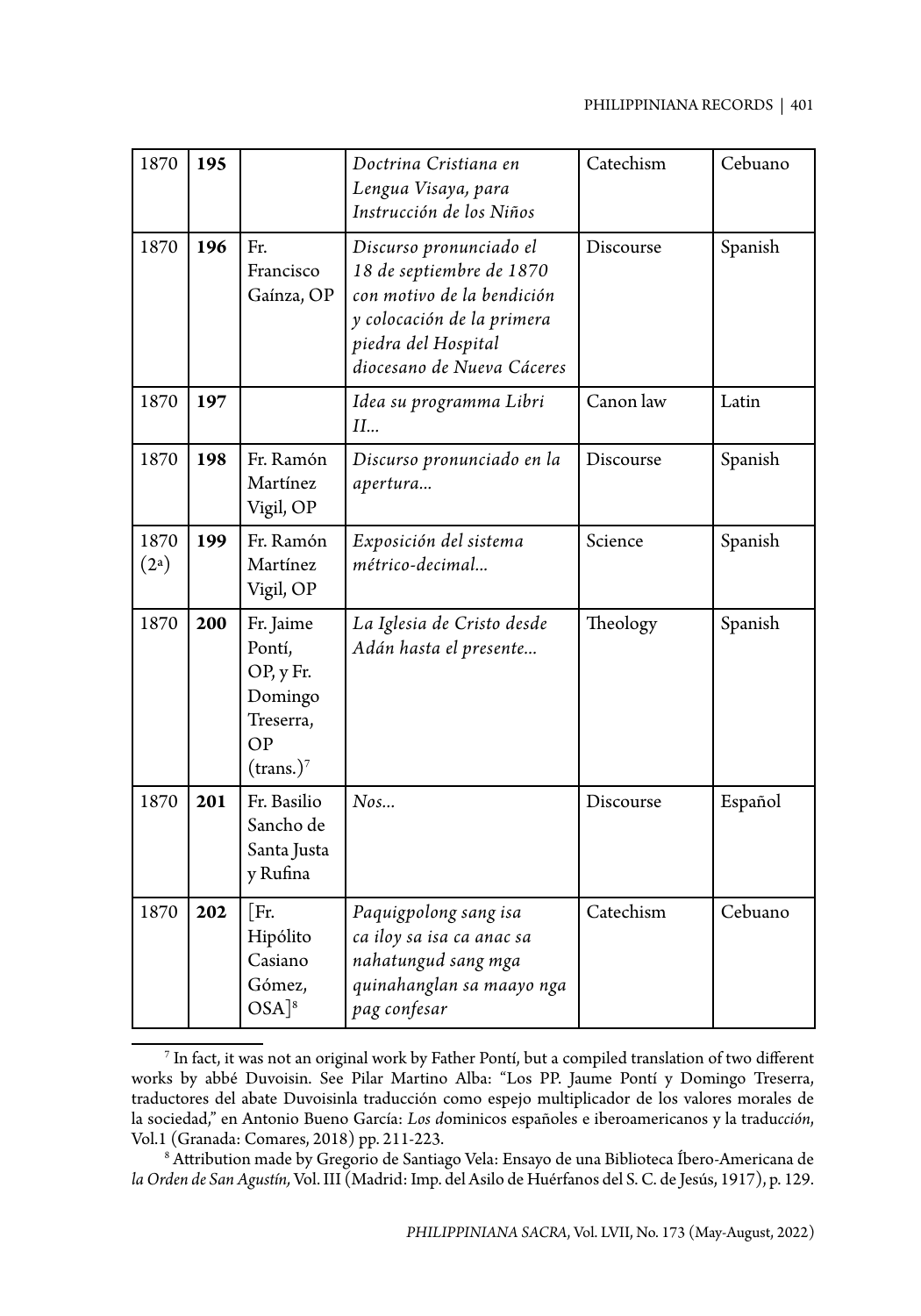| | | | | | |
|---|---|---|---|---|---|
| 1870 | **195** | | *Doctrina Cristiana en Lengua Visaya, para Instrucción de los Niños* | Catechism | Cebuano |
| 1870 | **196** | Fr. Francisco Gaínza, OP | *Discurso pronunciado el 18 de septiembre de 1870 con motivo de la bendición y colocación de la primera piedra del Hospital diocesano de Nueva Cáceres* | Discourse | Spanish |
| 1870 | **197** | | *Idea su programma Libri II...* | Canon law | Latin |
| 1870 | **198** | Fr. Ramón Martínez Vigil, OP | *Discurso pronunciado en la apertura...* | Discourse | Spanish |
| 1870 (2ª) | **199** | Fr. Ramón Martínez Vigil, OP | *Exposición del sistema métrico-decimal...* | Science | Spanish |
| 1870 | **200** | Fr. Jaime Pontí, OP, y Fr. Domingo Treserra, OP (trans.)[7] | *La Iglesia de Cristo desde Adán hasta el presente...* | Theology | Spanish |
| 1870 | **201** | Fr. Basilio Sancho de Santa Justa y Rufina | *Nos...* | Discourse | Español |
| 1870 | **202** | [Fr. Hipólito Casiano Gómez, OSA][8] | *Paquigpolong sang isa ca iloy sa isa ca anac sa nahatungud sang mga quinahanglan sa maayo nga pag confesar* | Catechism | Cebuano |

[7] In fact, it was not an original work by Father Pontí, but a compiled translation of two different works by abbé Duvoisin. See Pilar Martino Alba: "Los PP. Jaume Pontí y Domingo Treserra, traductores del abate Duvoisinla traducción como espejo multiplicador de los valores morales de la sociedad," en Antonio Bueno García: *Los dominicos españoles e iberoamericanos y la traducción*, Vol.1 (Granada: Comares, 2018) pp. 211-223.

[8] Attribution made by Gregorio de Santiago Vela: Ensayo de una Biblioteca Íbero-Americana de *la Orden de San Agustín,* Vol. III (Madrid: Imp. del Asilo de Huérfanos del S. C. de Jesús, 1917), p. 129.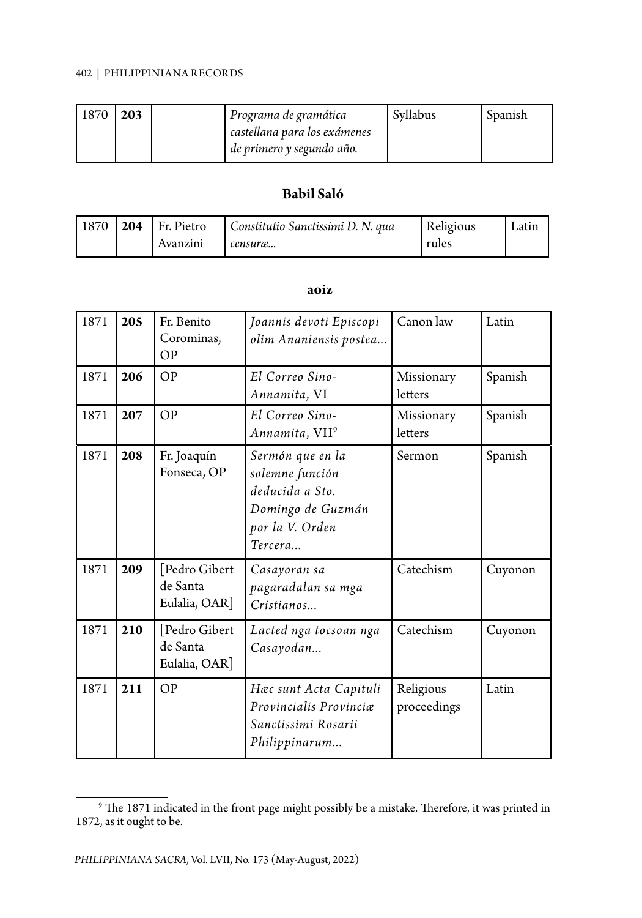| 1870 | **203** | | *Programa de gramática castellana para los exámenes de primero y segundo año.* | Syllabus | Spanish |
|---|---|---|---|---|---|

## Babil Saló

| 1870 | **204** | Fr. Pietro Avanzini | *Constitutio Sanctissimi D. N. qua censuræ...* | Religious rules | Latin |
|---|---|---|---|---|---|

**aoiz**

| 1871 | **205** | Fr. Benito Corominas, OP | *Joannis devoti Episcopi olim Ananiensis postea...* | Canon law | Latin |
|---|---|---|---|---|---|
| 1871 | **206** | OP | *El Correo Sino-Annamita*, VI | Missionary letters | Spanish |
| 1871 | **207** | OP | *El Correo Sino-Annamita*, VII[9] | Missionary letters | Spanish |
| 1871 | **208** | Fr. Joaquín Fonseca, OP | *Sermón que en la solemne función deducida a Sto. Domingo de Guzmán por la V. Orden Tercera...* | Sermon | Spanish |
| 1871 | **209** | [Pedro Gibert de Santa Eulalia, OAR] | *Casayoran sa pagaradalan sa mga Cristianos...* | Catechism | Cuyonon |
| 1871 | **210** | [Pedro Gibert de Santa Eulalia, OAR] | *Lacted nga tocsoan nga Casayodan...* | Catechism | Cuyonon |
| 1871 | **211** | OP | *Hæc sunt Acta Capituli Provincialis Provinciæ Sanctissimi Rosarii Philippinarum...* | Religious proceedings | Latin |

[9] The 1871 indicated in the front page might possibly be a mistake. Therefore, it was printed in 1872, as it ought to be.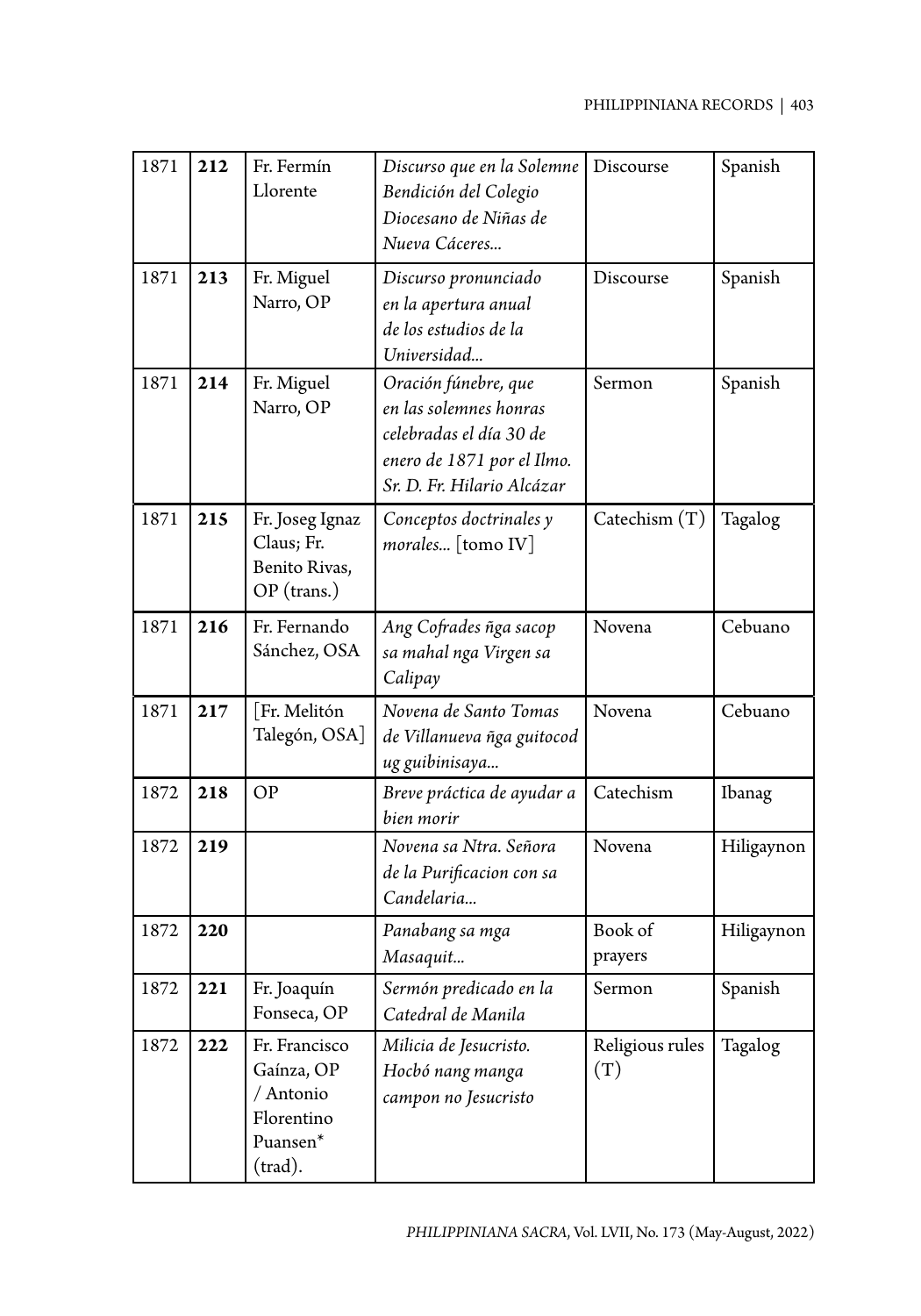| 1871 | **212** | Fr. Fermín Llorente | *Discurso que en la Solemne Bendición del Colegio Diocesano de Niñas de Nueva Cáceres...* | Discourse | Spanish |
|---|---|---|---|---|---|
| 1871 | **213** | Fr. Miguel Narro, OP | *Discurso pronunciado en la apertura anual de los estudios de la Universidad...* | Discourse | Spanish |
| 1871 | **214** | Fr. Miguel Narro, OP | *Oración fúnebre, que en las solemnes honras celebradas el día 30 de enero de 1871 por el Ilmo. Sr. D. Fr. Hilario Alcázar* | Sermon | Spanish |
| 1871 | **215** | Fr. Joseg Ignaz Claus; Fr. Benito Rivas, OP (trans.) | *Conceptos doctrinales y morales...* [tomo IV] | Catechism (T) | Tagalog |
| 1871 | **216** | Fr. Fernando Sánchez, OSA | *Ang Cofrades ñga sacop sa mahal nga Virgen sa Calipay* | Novena | Cebuano |
| 1871 | **217** | [Fr. Melitón Talegón, OSA] | *Novena de Santo Tomas de Villanueva ñga guitocod ug guibinisaya...* | Novena | Cebuano |
| 1872 | **218** | OP | *Breve práctica de ayudar a bien morir* | Catechism | Ibanag |
| 1872 | **219** | | *Novena sa Ntra. Señora de la Purificacion con sa Candelaria...* | Novena | Hiligaynon |
| 1872 | **220** | | *Panabang sa mga Masaquit...* | Book of prayers | Hiligaynon |
| 1872 | **221** | Fr. Joaquín Fonseca, OP | *Sermón predicado en la Catedral de Manila* | Sermon | Spanish |
| 1872 | **222** | Fr. Francisco Gaínza, OP / Antonio Florentino Puansen* (trad). | *Milicia de Jesucristo. Hocbó nang manga campon no Jesucristo* | Religious rules (T) | Tagalog |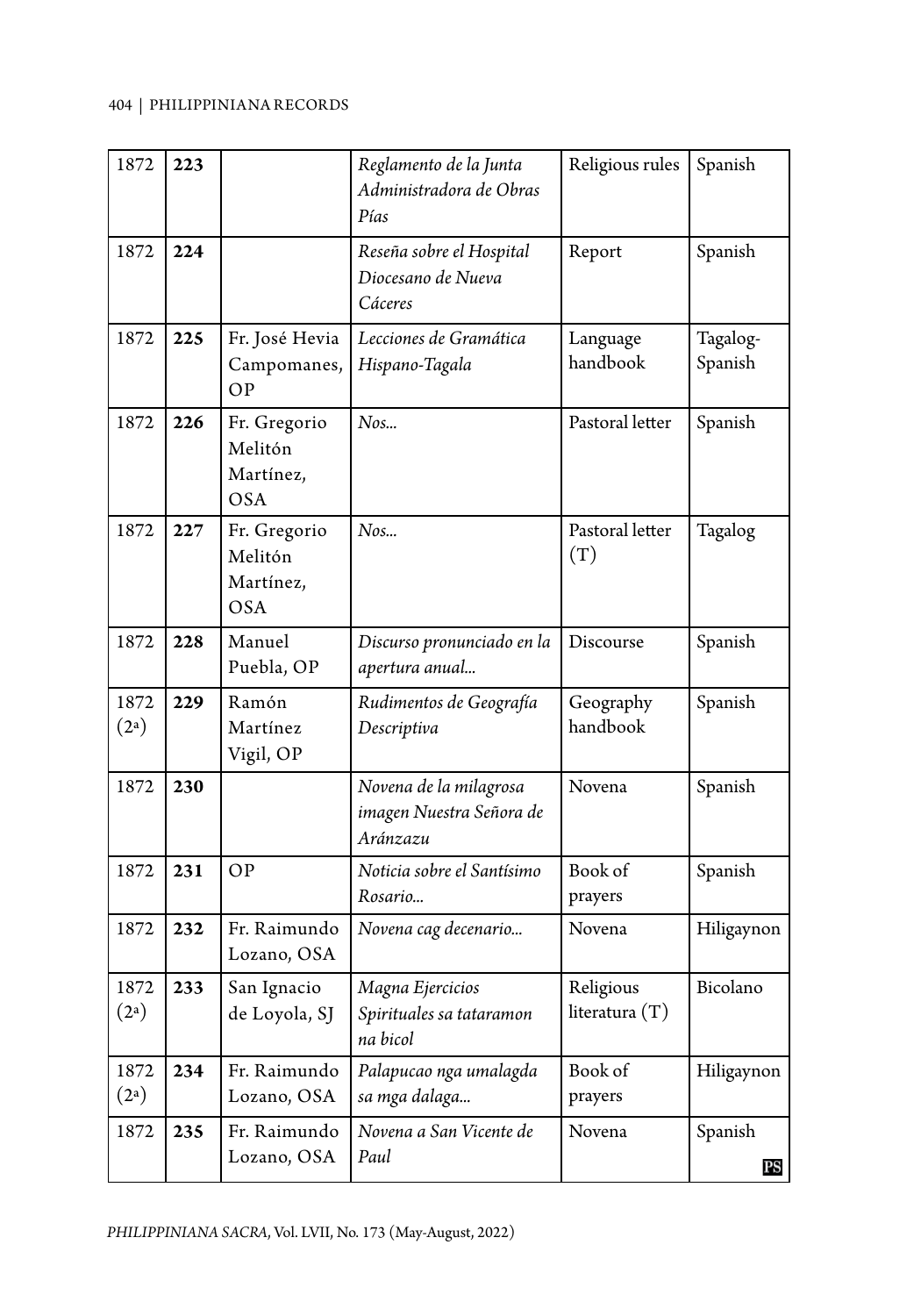| | | | | | |
|---|---|---|---|---|---|
| 1872 | **223** | | *Reglamento de la Junta Administradora de Obras Pías* | Religious rules | Spanish |
| 1872 | **224** | | *Reseña sobre el Hospital Diocesano de Nueva Cáceres* | Report | Spanish |
| 1872 | **225** | Fr. José Hevia Campomanes, OP | *Lecciones de Gramática Hispano-Tagala* | Language handbook | Tagalog-Spanish |
| 1872 | **226** | Fr. Gregorio Melitón Martínez, OSA | *Nos...* | Pastoral letter | Spanish |
| 1872 | **227** | Fr. Gregorio Melitón Martínez, OSA | *Nos...* | Pastoral letter (T) | Tagalog |
| 1872 | **228** | Manuel Puebla, OP | *Discurso pronunciado en la apertura anual...* | Discourse | Spanish |
| 1872 (2ª) | **229** | Ramón Martínez Vigil, OP | *Rudimentos de Geografía Descriptiva* | Geography handbook | Spanish |
| 1872 | **230** | | *Novena de la milagrosa imagen Nuestra Señora de Aránzazu* | Novena | Spanish |
| 1872 | **231** | OP | *Noticia sobre el Santísimo Rosario...* | Book of prayers | Spanish |
| 1872 | **232** | Fr. Raimundo Lozano, OSA | *Novena cag decenario...* | Novena | Hiligaynon |
| 1872 (2ª) | **233** | San Ignacio de Loyola, SJ | *Magna Ejercicios Spirituales sa tataramon na bicol* | Religious literatura (T) | Bicolano |
| 1872 (2ª) | **234** | Fr. Raimundo Lozano, OSA | *Palapucao nga umalagda sa mga dalaga...* | Book of prayers | Hiligaynon |
| 1872 | **235** | Fr. Raimundo Lozano, OSA | *Novena a San Vicente de Paul* | Novena | Spanish |